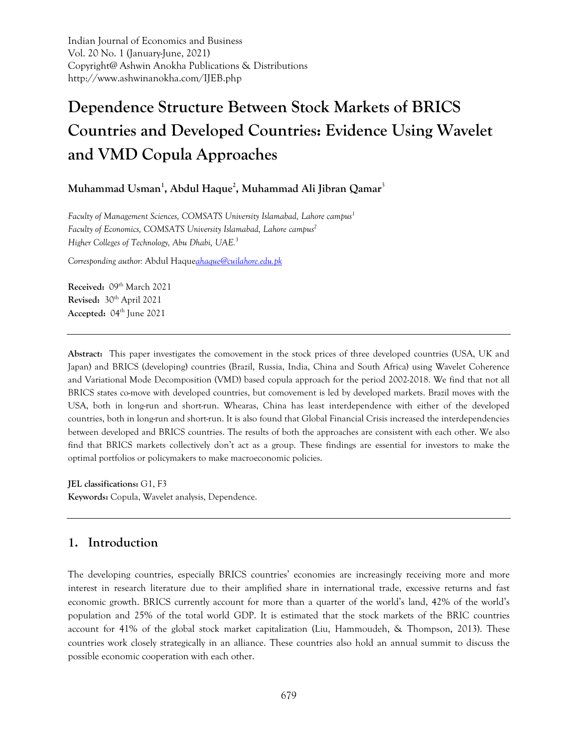Indian Journal of Economics and Business
Vol. 20 No. 1 (January-June, 2021)
Copyright@ Ashwin Anokha Publications & Distributions
http://www.ashwinanokha.com/IJEB.php

# Dependence Structure Between Stock Markets of BRICS Countries and Developed Countries: Evidence Using Wavelet and VMD Copula Approaches

**Muhammad Usman[1], Abdul Haque[2], Muhammad Ali Jibran Qamar[3]**

*Faculty of Management Sciences, COMSATS University Islamabad, Lahore campus[1]*
*Faculty of Economics, COMSATS University Islamabad, Lahore campus[2]*
*Higher Colleges of Technology, Abu Dhabi, UAE.[3]*

*Corresponding author:* Abdul Haque[ahaque@cuilahore.edu.pk](mailto:ahaque@cuilahore.edu.pk)

**Received:** 09th March 2021
**Revised:** 30th April 2021
**Accepted:** 04th June 2021

---

**Abstract:** This paper investigates the comovement in the stock prices of three developed countries (USA, UK and Japan) and BRICS (developing) countries (Brazil, Russia, India, China and South Africa) using Wavelet Coherence and Variational Mode Decomposition (VMD) based copula approach for the period 2002-2018. We find that not all BRICS states co-move with developed countries, but comovement is led by developed markets. Brazil moves with the USA, both in long-run and short-run. Whearas, China has least interdependence with either of the developed countries, both in long-run and short-run. It is also found that Global Financial Crisis increased the interdependencies between developed and BRICS countries. The results of both the approaches are consistent with each other. We also find that BRICS markets collectively don't act as a group. These findings are essential for investors to make the optimal portfolios or policymakers to make macroeconomic policies.

**JEL classifications:** G1, F3
**Keywords:** Copula, Wavelet analysis, Dependence.

---

## 1. Introduction

The developing countries, especially BRICS countries' economies are increasingly receiving more and more interest in research literature due to their amplified share in international trade, excessive returns and fast economic growth. BRICS currently account for more than a quarter of the world's land, 42% of the world's population and 25% of the total world GDP. It is estimated that the stock markets of the BRIC countries account for 41% of the global stock market capitalization (Liu, Hammoudeh, & Thompson, 2013). These countries work closely strategically in an alliance. These countries also hold an annual summit to discuss the possible economic cooperation with each other.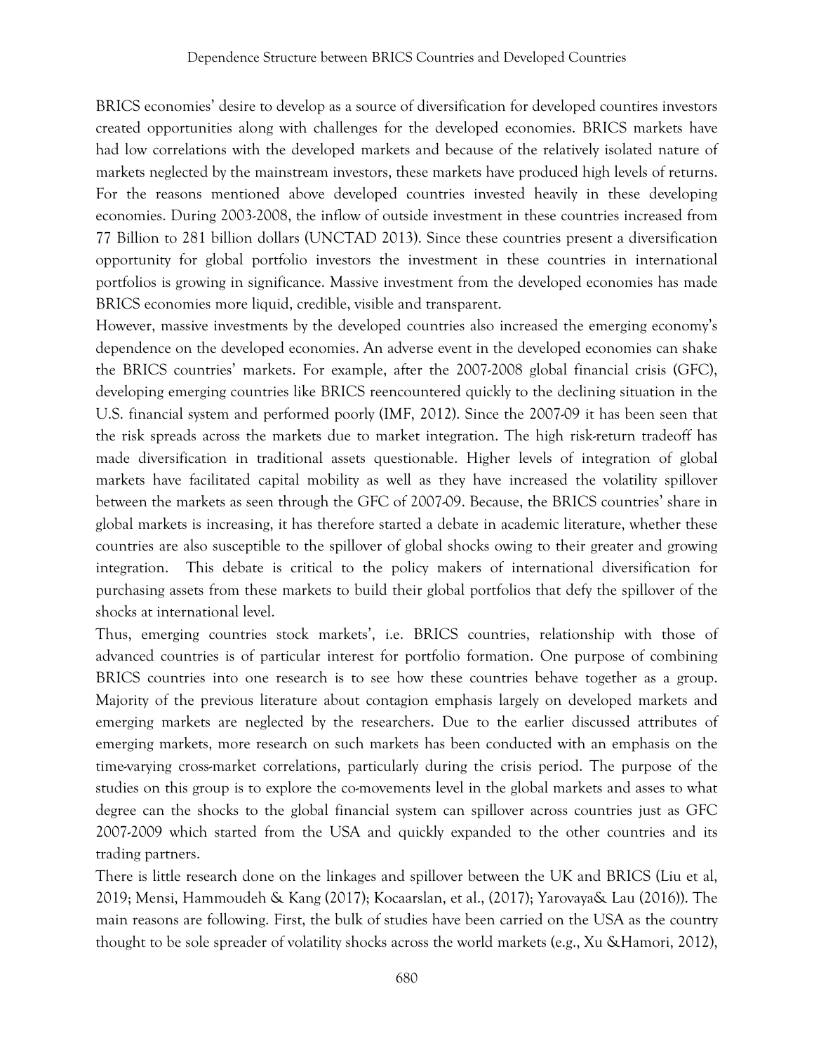BRICS economies' desire to develop as a source of diversification for developed countires investors created opportunities along with challenges for the developed economies. BRICS markets have had low correlations with the developed markets and because of the relatively isolated nature of markets neglected by the mainstream investors, these markets have produced high levels of returns. For the reasons mentioned above developed countries invested heavily in these developing economies. During 2003-2008, the inflow of outside investment in these countries increased from 77 Billion to 281 billion dollars (UNCTAD 2013). Since these countries present a diversification opportunity for global portfolio investors the investment in these countries in international portfolios is growing in significance. Massive investment from the developed economies has made BRICS economies more liquid, credible, visible and transparent.

However, massive investments by the developed countries also increased the emerging economy's dependence on the developed economies. An adverse event in the developed economies can shake the BRICS countries' markets. For example, after the 2007-2008 global financial crisis (GFC), developing emerging countries like BRICS reencountered quickly to the declining situation in the U.S. financial system and performed poorly (IMF, 2012). Since the 2007-09 it has been seen that the risk spreads across the markets due to market integration. The high risk-return tradeoff has made diversification in traditional assets questionable. Higher levels of integration of global markets have facilitated capital mobility as well as they have increased the volatility spillover between the markets as seen through the GFC of 2007-09. Because, the BRICS countries' share in global markets is increasing, it has therefore started a debate in academic literature, whether these countries are also susceptible to the spillover of global shocks owing to their greater and growing integration. This debate is critical to the policy makers of international diversification for purchasing assets from these markets to build their global portfolios that defy the spillover of the shocks at international level.

Thus, emerging countries stock markets', i.e. BRICS countries, relationship with those of advanced countries is of particular interest for portfolio formation. One purpose of combining BRICS countries into one research is to see how these countries behave together as a group. Majority of the previous literature about contagion emphasis largely on developed markets and emerging markets are neglected by the researchers. Due to the earlier discussed attributes of emerging markets, more research on such markets has been conducted with an emphasis on the time-varying cross-market correlations, particularly during the crisis period. The purpose of the studies on this group is to explore the co-movements level in the global markets and asses to what degree can the shocks to the global financial system can spillover across countries just as GFC 2007-2009 which started from the USA and quickly expanded to the other countries and its trading partners.

There is little research done on the linkages and spillover between the UK and BRICS (Liu et al, 2019; Mensi, Hammoudeh & Kang (2017); Kocaarslan, et al., (2017); Yarovaya& Lau (2016)). The main reasons are following. First, the bulk of studies have been carried on the USA as the country thought to be sole spreader of volatility shocks across the world markets (e.g., Xu &Hamori, 2012),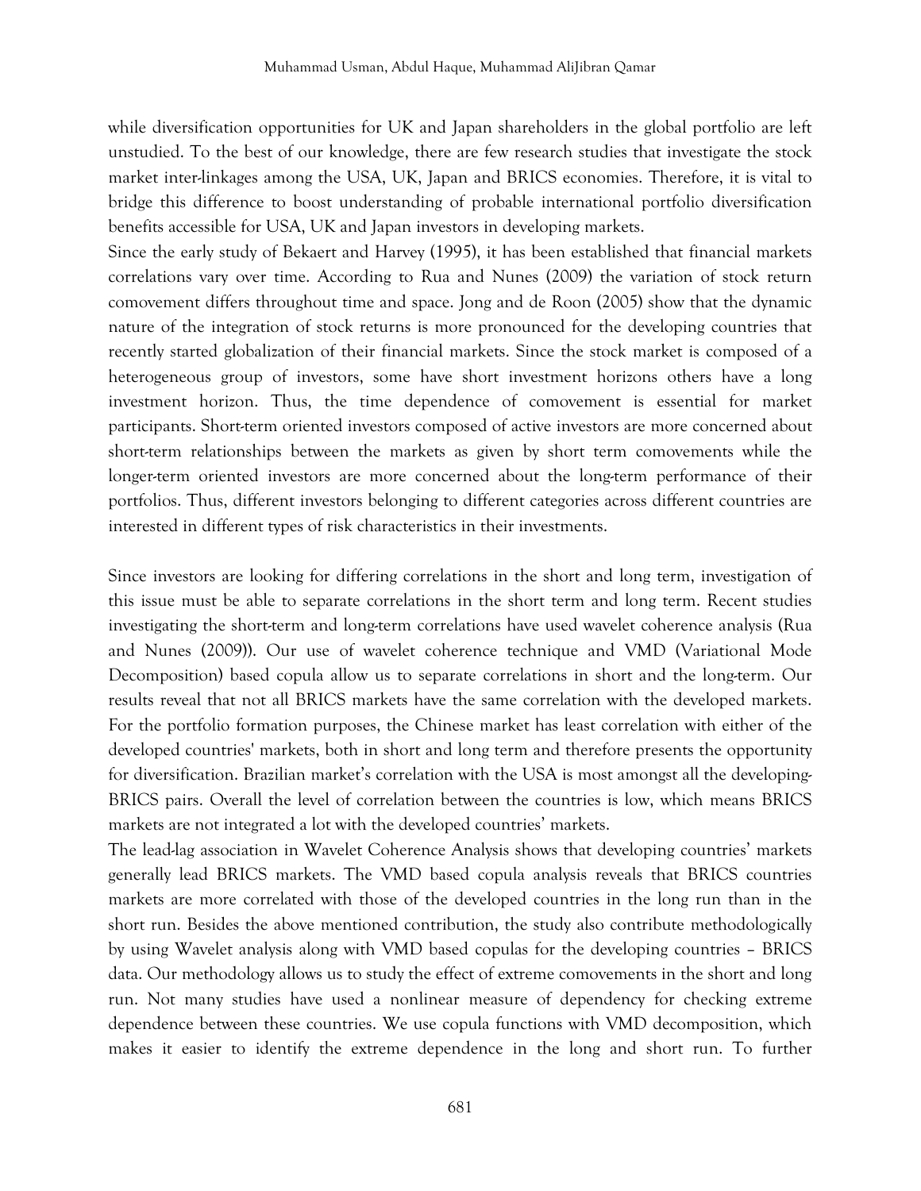while diversification opportunities for UK and Japan shareholders in the global portfolio are left unstudied. To the best of our knowledge, there are few research studies that investigate the stock market inter-linkages among the USA, UK, Japan and BRICS economies. Therefore, it is vital to bridge this difference to boost understanding of probable international portfolio diversification benefits accessible for USA, UK and Japan investors in developing markets.

Since the early study of Bekaert and Harvey (1995), it has been established that financial markets correlations vary over time. According to Rua and Nunes (2009) the variation of stock return comovement differs throughout time and space. Jong and de Roon (2005) show that the dynamic nature of the integration of stock returns is more pronounced for the developing countries that recently started globalization of their financial markets. Since the stock market is composed of a heterogeneous group of investors, some have short investment horizons others have a long investment horizon. Thus, the time dependence of comovement is essential for market participants. Short-term oriented investors composed of active investors are more concerned about short-term relationships between the markets as given by short term comovements while the longer-term oriented investors are more concerned about the long-term performance of their portfolios. Thus, different investors belonging to different categories across different countries are interested in different types of risk characteristics in their investments.

Since investors are looking for differing correlations in the short and long term, investigation of this issue must be able to separate correlations in the short term and long term. Recent studies investigating the short-term and long-term correlations have used wavelet coherence analysis (Rua and Nunes (2009)). Our use of wavelet coherence technique and VMD (Variational Mode Decomposition) based copula allow us to separate correlations in short and the long-term. Our results reveal that not all BRICS markets have the same correlation with the developed markets. For the portfolio formation purposes, the Chinese market has least correlation with either of the developed countries' markets, both in short and long term and therefore presents the opportunity for diversification. Brazilian market's correlation with the USA is most amongst all the developing-BRICS pairs. Overall the level of correlation between the countries is low, which means BRICS markets are not integrated a lot with the developed countries' markets.

The lead-lag association in Wavelet Coherence Analysis shows that developing countries' markets generally lead BRICS markets. The VMD based copula analysis reveals that BRICS countries markets are more correlated with those of the developed countries in the long run than in the short run. Besides the above mentioned contribution, the study also contribute methodologically by using Wavelet analysis along with VMD based copulas for the developing countries – BRICS data. Our methodology allows us to study the effect of extreme comovements in the short and long run. Not many studies have used a nonlinear measure of dependency for checking extreme dependence between these countries. We use copula functions with VMD decomposition, which makes it easier to identify the extreme dependence in the long and short run. To further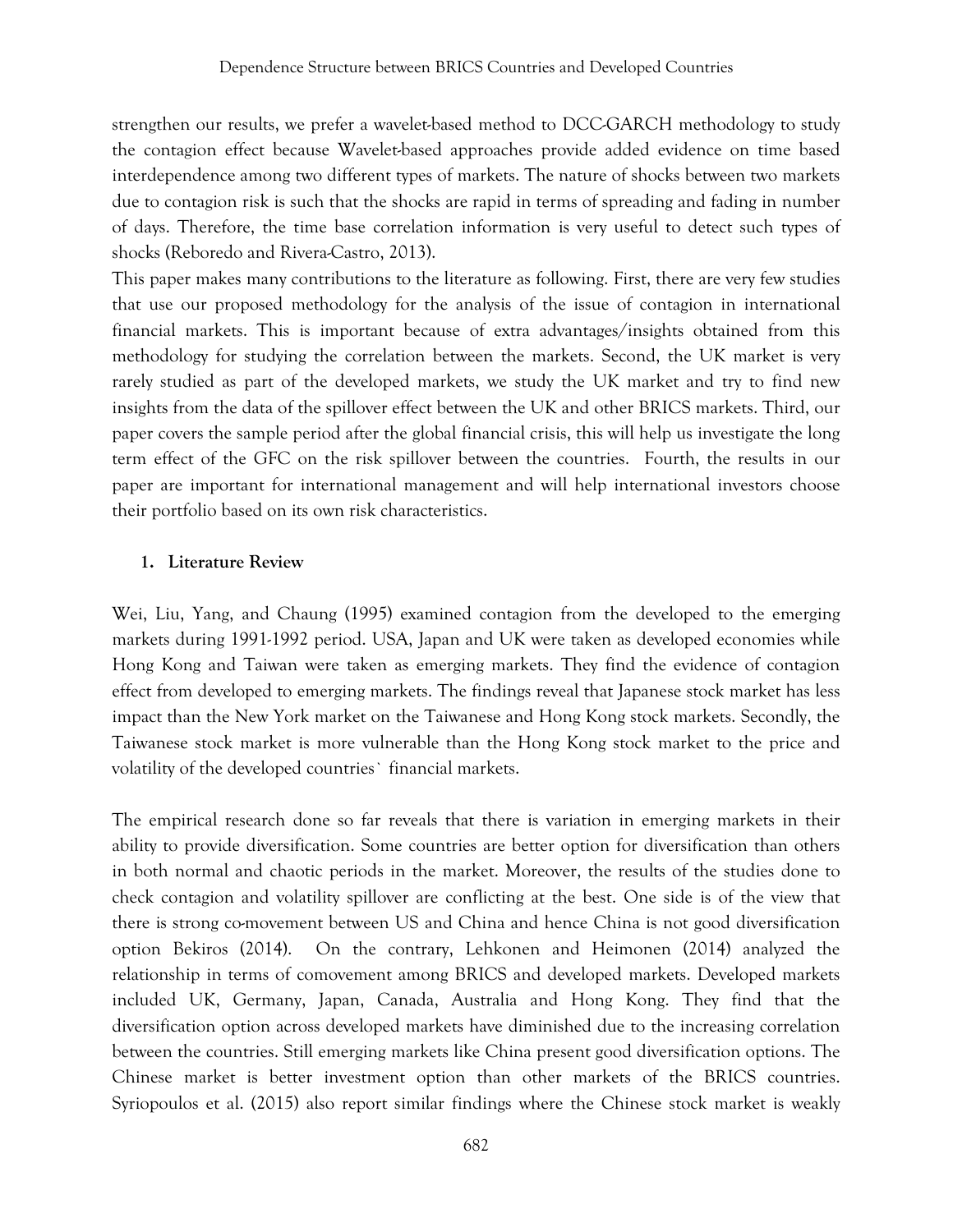strengthen our results, we prefer a wavelet-based method to DCC-GARCH methodology to study the contagion effect because Wavelet-based approaches provide added evidence on time based interdependence among two different types of markets. The nature of shocks between two markets due to contagion risk is such that the shocks are rapid in terms of spreading and fading in number of days. Therefore, the time base correlation information is very useful to detect such types of shocks (Reboredo and Rivera-Castro, 2013).

This paper makes many contributions to the literature as following. First, there are very few studies that use our proposed methodology for the analysis of the issue of contagion in international financial markets. This is important because of extra advantages/insights obtained from this methodology for studying the correlation between the markets. Second, the UK market is very rarely studied as part of the developed markets, we study the UK market and try to find new insights from the data of the spillover effect between the UK and other BRICS markets. Third, our paper covers the sample period after the global financial crisis, this will help us investigate the long term effect of the GFC on the risk spillover between the countries. Fourth, the results in our paper are important for international management and will help international investors choose their portfolio based on its own risk characteristics.

## 1. Literature Review

Wei, Liu, Yang, and Chaung (1995) examined contagion from the developed to the emerging markets during 1991-1992 period. USA, Japan and UK were taken as developed economies while Hong Kong and Taiwan were taken as emerging markets. They find the evidence of contagion effect from developed to emerging markets. The findings reveal that Japanese stock market has less impact than the New York market on the Taiwanese and Hong Kong stock markets. Secondly, the Taiwanese stock market is more vulnerable than the Hong Kong stock market to the price and volatility of the developed countries` financial markets.

The empirical research done so far reveals that there is variation in emerging markets in their ability to provide diversification. Some countries are better option for diversification than others in both normal and chaotic periods in the market. Moreover, the results of the studies done to check contagion and volatility spillover are conflicting at the best. One side is of the view that there is strong co-movement between US and China and hence China is not good diversification option Bekiros (2014). On the contrary, Lehkonen and Heimonen (2014) analyzed the relationship in terms of comovement among BRICS and developed markets. Developed markets included UK, Germany, Japan, Canada, Australia and Hong Kong. They find that the diversification option across developed markets have diminished due to the increasing correlation between the countries. Still emerging markets like China present good diversification options. The Chinese market is better investment option than other markets of the BRICS countries. Syriopoulos et al. (2015) also report similar findings where the Chinese stock market is weakly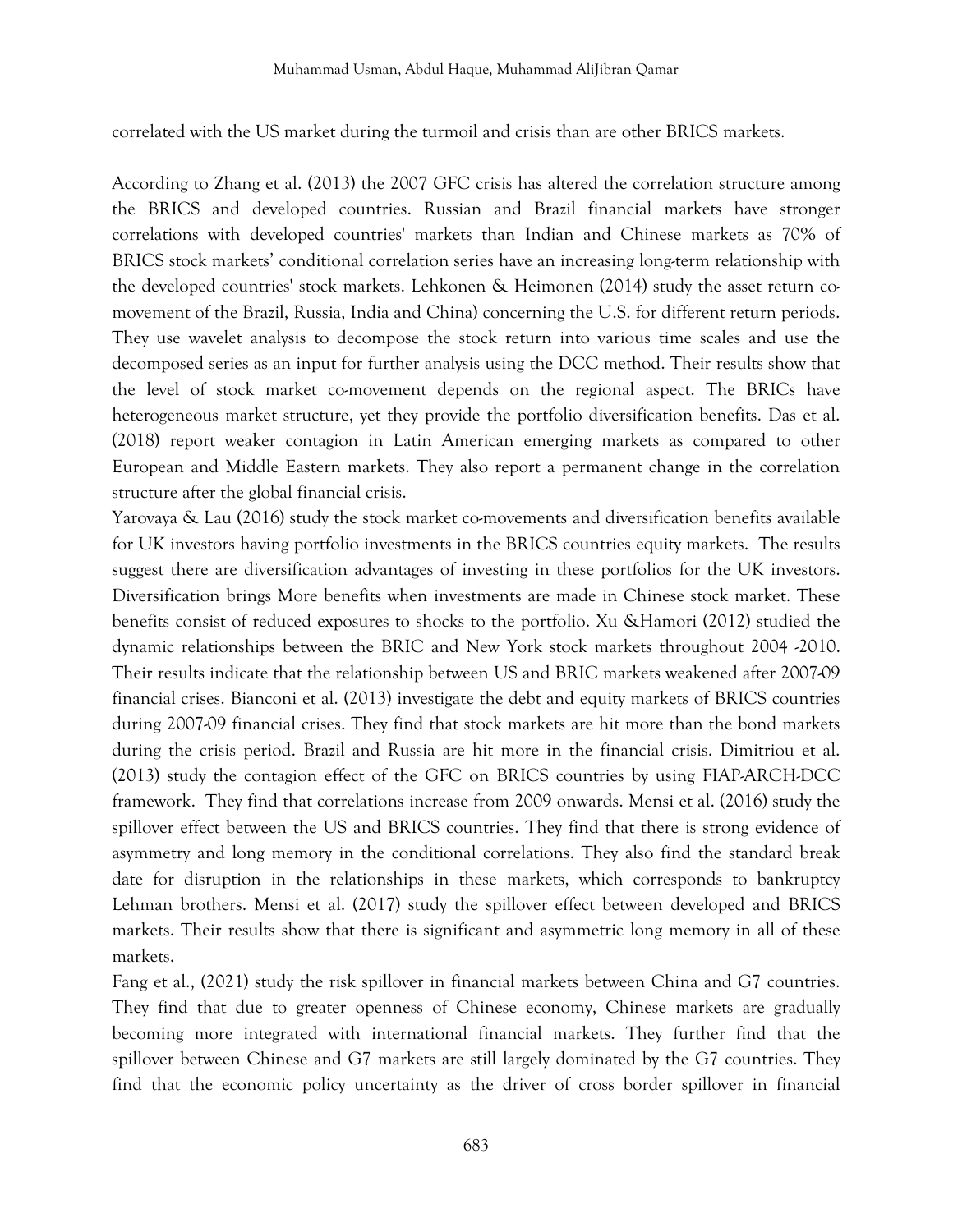correlated with the US market during the turmoil and crisis than are other BRICS markets.

According to Zhang et al. (2013) the 2007 GFC crisis has altered the correlation structure among the BRICS and developed countries. Russian and Brazil financial markets have stronger correlations with developed countries' markets than Indian and Chinese markets as 70% of BRICS stock markets' conditional correlation series have an increasing long-term relationship with the developed countries' stock markets. Lehkonen & Heimonen (2014) study the asset return co-movement of the Brazil, Russia, India and China) concerning the U.S. for different return periods. They use wavelet analysis to decompose the stock return into various time scales and use the decomposed series as an input for further analysis using the DCC method. Their results show that the level of stock market co-movement depends on the regional aspect. The BRICs have heterogeneous market structure, yet they provide the portfolio diversification benefits. Das et al. (2018) report weaker contagion in Latin American emerging markets as compared to other European and Middle Eastern markets. They also report a permanent change in the correlation structure after the global financial crisis.

Yarovaya & Lau (2016) study the stock market co-movements and diversification benefits available for UK investors having portfolio investments in the BRICS countries equity markets. The results suggest there are diversification advantages of investing in these portfolios for the UK investors. Diversification brings More benefits when investments are made in Chinese stock market. These benefits consist of reduced exposures to shocks to the portfolio. Xu &Hamori (2012) studied the dynamic relationships between the BRIC and New York stock markets throughout 2004 -2010. Their results indicate that the relationship between US and BRIC markets weakened after 2007-09 financial crises. Bianconi et al. (2013) investigate the debt and equity markets of BRICS countries during 2007-09 financial crises. They find that stock markets are hit more than the bond markets during the crisis period. Brazil and Russia are hit more in the financial crisis. Dimitriou et al. (2013) study the contagion effect of the GFC on BRICS countries by using FIAP-ARCH-DCC framework. They find that correlations increase from 2009 onwards. Mensi et al. (2016) study the spillover effect between the US and BRICS countries. They find that there is strong evidence of asymmetry and long memory in the conditional correlations. They also find the standard break date for disruption in the relationships in these markets, which corresponds to bankruptcy Lehman brothers. Mensi et al. (2017) study the spillover effect between developed and BRICS markets. Their results show that there is significant and asymmetric long memory in all of these markets.

Fang et al., (2021) study the risk spillover in financial markets between China and G7 countries. They find that due to greater openness of Chinese economy, Chinese markets are gradually becoming more integrated with international financial markets. They further find that the spillover between Chinese and G7 markets are still largely dominated by the G7 countries. They find that the economic policy uncertainty as the driver of cross border spillover in financial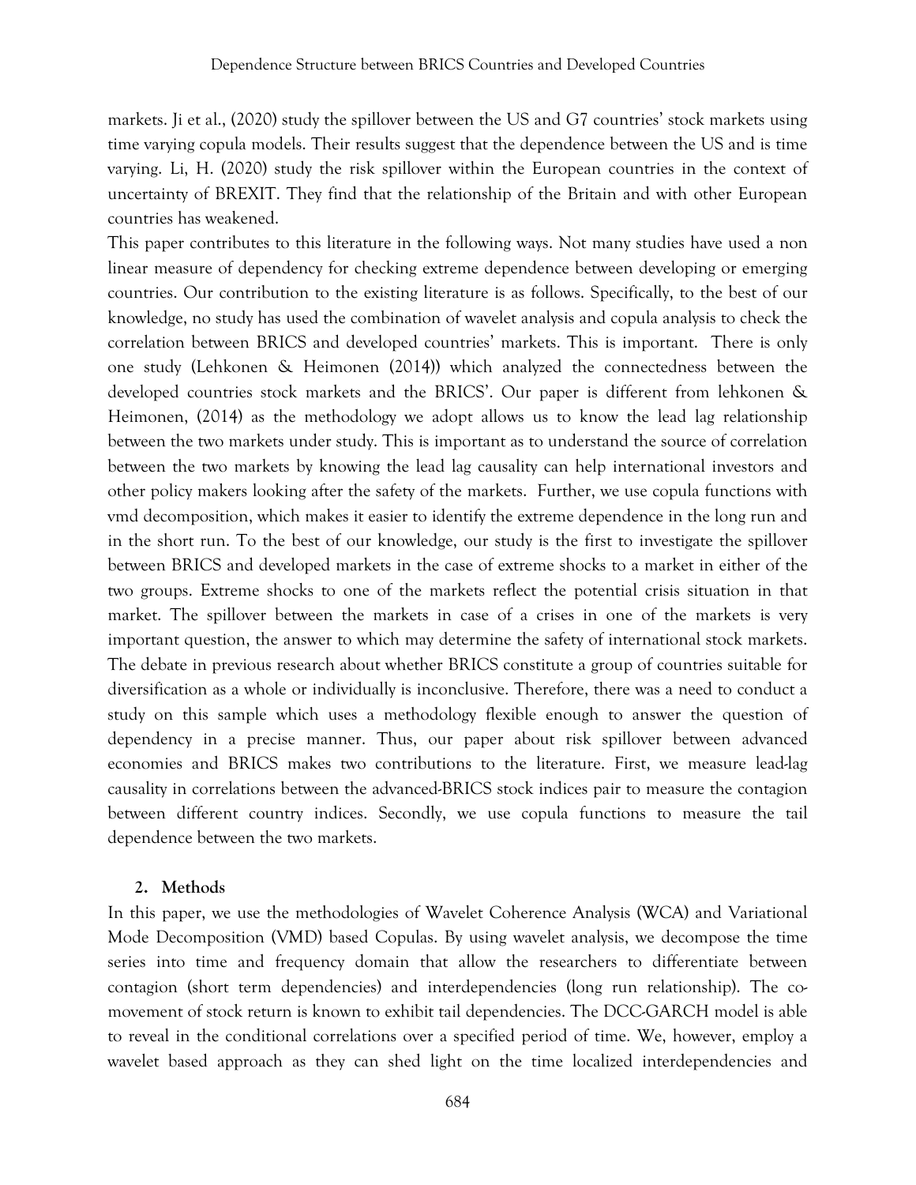markets. Ji et al., (2020) study the spillover between the US and G7 countries' stock markets using time varying copula models. Their results suggest that the dependence between the US and is time varying. Li, H. (2020) study the risk spillover within the European countries in the context of uncertainty of BREXIT. They find that the relationship of the Britain and with other European countries has weakened.

This paper contributes to this literature in the following ways. Not many studies have used a non linear measure of dependency for checking extreme dependence between developing or emerging countries. Our contribution to the existing literature is as follows. Specifically, to the best of our knowledge, no study has used the combination of wavelet analysis and copula analysis to check the correlation between BRICS and developed countries' markets. This is important. There is only one study (Lehkonen & Heimonen (2014)) which analyzed the connectedness between the developed countries stock markets and the BRICS'. Our paper is different from lehkonen & Heimonen, (2014) as the methodology we adopt allows us to know the lead lag relationship between the two markets under study. This is important as to understand the source of correlation between the two markets by knowing the lead lag causality can help international investors and other policy makers looking after the safety of the markets. Further, we use copula functions with vmd decomposition, which makes it easier to identify the extreme dependence in the long run and in the short run. To the best of our knowledge, our study is the first to investigate the spillover between BRICS and developed markets in the case of extreme shocks to a market in either of the two groups. Extreme shocks to one of the markets reflect the potential crisis situation in that market. The spillover between the markets in case of a crises in one of the markets is very important question, the answer to which may determine the safety of international stock markets. The debate in previous research about whether BRICS constitute a group of countries suitable for diversification as a whole or individually is inconclusive. Therefore, there was a need to conduct a study on this sample which uses a methodology flexible enough to answer the question of dependency in a precise manner. Thus, our paper about risk spillover between advanced economies and BRICS makes two contributions to the literature. First, we measure lead-lag causality in correlations between the advanced-BRICS stock indices pair to measure the contagion between different country indices. Secondly, we use copula functions to measure the tail dependence between the two markets.

## 2. Methods

In this paper, we use the methodologies of Wavelet Coherence Analysis (WCA) and Variational Mode Decomposition (VMD) based Copulas. By using wavelet analysis, we decompose the time series into time and frequency domain that allow the researchers to differentiate between contagion (short term dependencies) and interdependencies (long run relationship). The co-movement of stock return is known to exhibit tail dependencies. The DCC-GARCH model is able to reveal in the conditional correlations over a specified period of time. We, however, employ a wavelet based approach as they can shed light on the time localized interdependencies and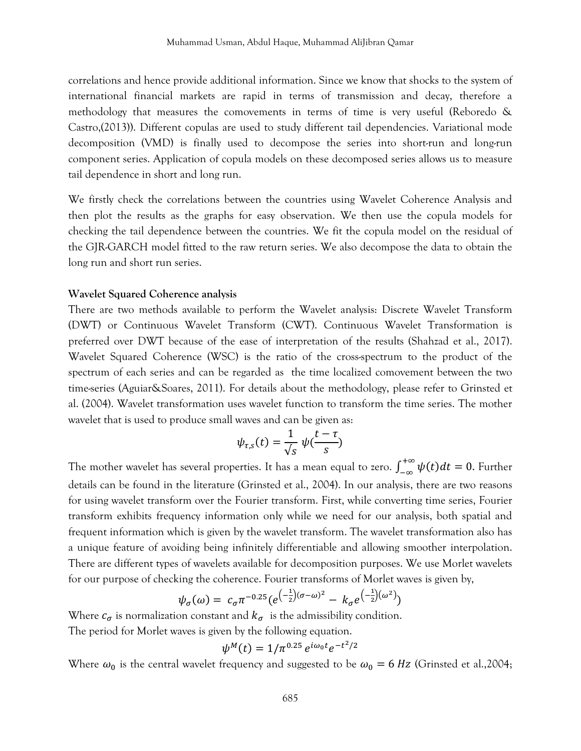correlations and hence provide additional information. Since we know that shocks to the system of international financial markets are rapid in terms of transmission and decay, therefore a methodology that measures the comovements in terms of time is very useful (Reboredo & Castro,(2013)). Different copulas are used to study different tail dependencies. Variational mode decomposition (VMD) is finally used to decompose the series into short-run and long-run component series. Application of copula models on these decomposed series allows us to measure tail dependence in short and long run.

We firstly check the correlations between the countries using Wavelet Coherence Analysis and then plot the results as the graphs for easy observation. We then use the copula models for checking the tail dependence between the countries. We fit the copula model on the residual of the GJR-GARCH model fitted to the raw return series. We also decompose the data to obtain the long run and short run series.

**Wavelet Squared Coherence analysis**

There are two methods available to perform the Wavelet analysis: Discrete Wavelet Transform (DWT) or Continuous Wavelet Transform (CWT). Continuous Wavelet Transformation is preferred over DWT because of the ease of interpretation of the results (Shahzad et al., 2017). Wavelet Squared Coherence (WSC) is the ratio of the cross-spectrum to the product of the spectrum of each series and can be regarded as the time localized comovement between the two time-series (Aguiar&Soares, 2011). For details about the methodology, please refer to Grinsted et al. (2004). Wavelet transformation uses wavelet function to transform the time series. The mother wavelet that is used to produce small waves and can be given as:

$$\psi_{\tau,s}(t) = \frac{1}{\sqrt{s}}\ \psi(\frac{t-\tau}{s})$$

The mother wavelet has several properties. It has a mean equal to zero. $\int_{-\infty}^{+\infty} \psi(t)dt = 0$. Further details can be found in the literature (Grinsted et al., 2004). In our analysis, there are two reasons for using wavelet transform over the Fourier transform. First, while converting time series, Fourier transform exhibits frequency information only while we need for our analysis, both spatial and frequent information which is given by the wavelet transform. The wavelet transformation also has a unique feature of avoiding being infinitely differentiable and allowing smoother interpolation. There are different types of wavelets available for decomposition purposes. We use Morlet wavelets for our purpose of checking the coherence. Fourier transforms of Morlet waves is given by,

$$\psi_{\sigma}(\omega) = c_{\sigma}\pi^{-0.25}(e^{\left(-\frac{1}{2}\right)(\sigma-\omega)^2} - k_{\sigma}e^{\left(-\frac{1}{2}\right)(\omega^2)})$$

Where $c_{\sigma}$ is normalization constant and $k_{\sigma}$ is the admissibility condition.
The period for Morlet waves is given by the following equation.

$$\psi^{M}(t) = 1/\pi^{0.25}\ e^{i\omega_0 t}e^{-t^2/2}$$

Where $\omega_0$ is the central wavelet frequency and suggested to be $\omega_0 = 6\ Hz$ (Grinsted et al.,2004;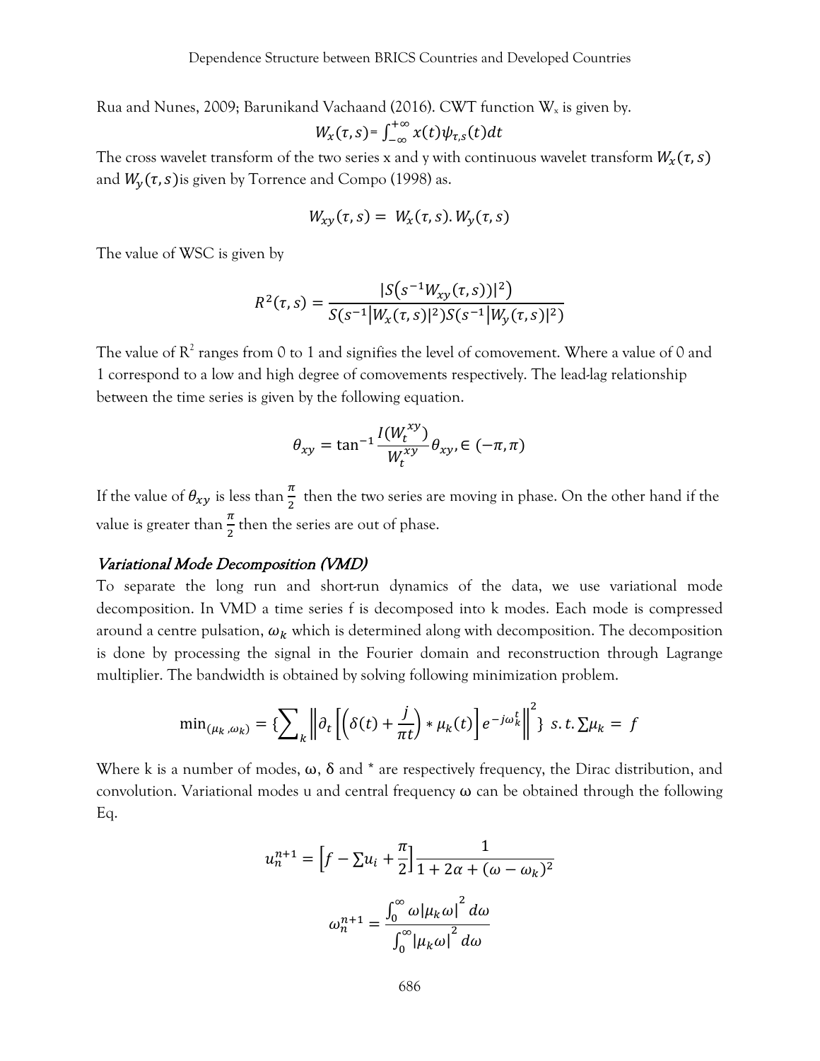Rua and Nunes, 2009; Barunikand Vachaand (2016). CWT function $W_x$ is given by.

$$W_x(\tau, s) = \int_{-\infty}^{+\infty} x(t)\psi_{\tau,s}(t)dt$$

The cross wavelet transform of the two series x and y with continuous wavelet transform $W_x(\tau, s)$ and $W_y(\tau, s)$is given by Torrence and Compo (1998) as.

$$W_{xy}(\tau, s) = W_x(\tau, s).W_y(\tau, s)$$

The value of WSC is given by

$$R^2(\tau, s) = \frac{|S\left(s^{-1}W_{xy}(\tau, s)\right)|^2)}{S(s^{-1}|W_x(\tau, s)|^2)S(s^{-1}|W_y(\tau, s)|^2)}$$

The value of $R^2$ ranges from 0 to 1 and signifies the level of comovement. Where a value of 0 and 1 correspond to a low and high degree of comovements respectively. The lead-lag relationship between the time series is given by the following equation.

$$\theta_{xy} = \tan^{-1}\frac{I(W_t^{xy})}{W_t^{xy}}\theta_{xy}, \in (-\pi, \pi)$$

If the value of $\theta_{xy}$ is less than $\frac{\pi}{2}$ then the two series are moving in phase. On the other hand if the value is greater than $\frac{\pi}{2}$ then the series are out of phase.

### *Variational Mode Decomposition (VMD)*

To separate the long run and short-run dynamics of the data, we use variational mode decomposition. In VMD a time series f is decomposed into k modes. Each mode is compressed around a centre pulsation, $\omega_k$ which is determined along with decomposition. The decomposition is done by processing the signal in the Fourier domain and reconstruction through Lagrange multiplier. The bandwidth is obtained by solving following minimization problem.

$$\min_{(\mu_k, \omega_k)} = \{\sum_k \left\| \partial_t \left[ \left( \delta(t) + \frac{j}{\pi t} \right) * \mu_k(t) \right] e^{-j\omega_k^t} \right\|^2 \} \; s.t. \sum \mu_k = f$$

Where k is a number of modes, ω, δ and * are respectively frequency, the Dirac distribution, and convolution. Variational modes u and central frequency ω can be obtained through the following Eq.

$$u_n^{n+1} = \left[ f - \sum u_i + \frac{\pi}{2} \right] \frac{1}{1 + 2\alpha + (\omega - \omega_k)^2}$$

$$\omega_n^{n+1} = \frac{\int_0^\infty \omega |\mu_k \omega|^2 d\omega}{\int_0^\infty |\mu_k \omega|^2 d\omega}$$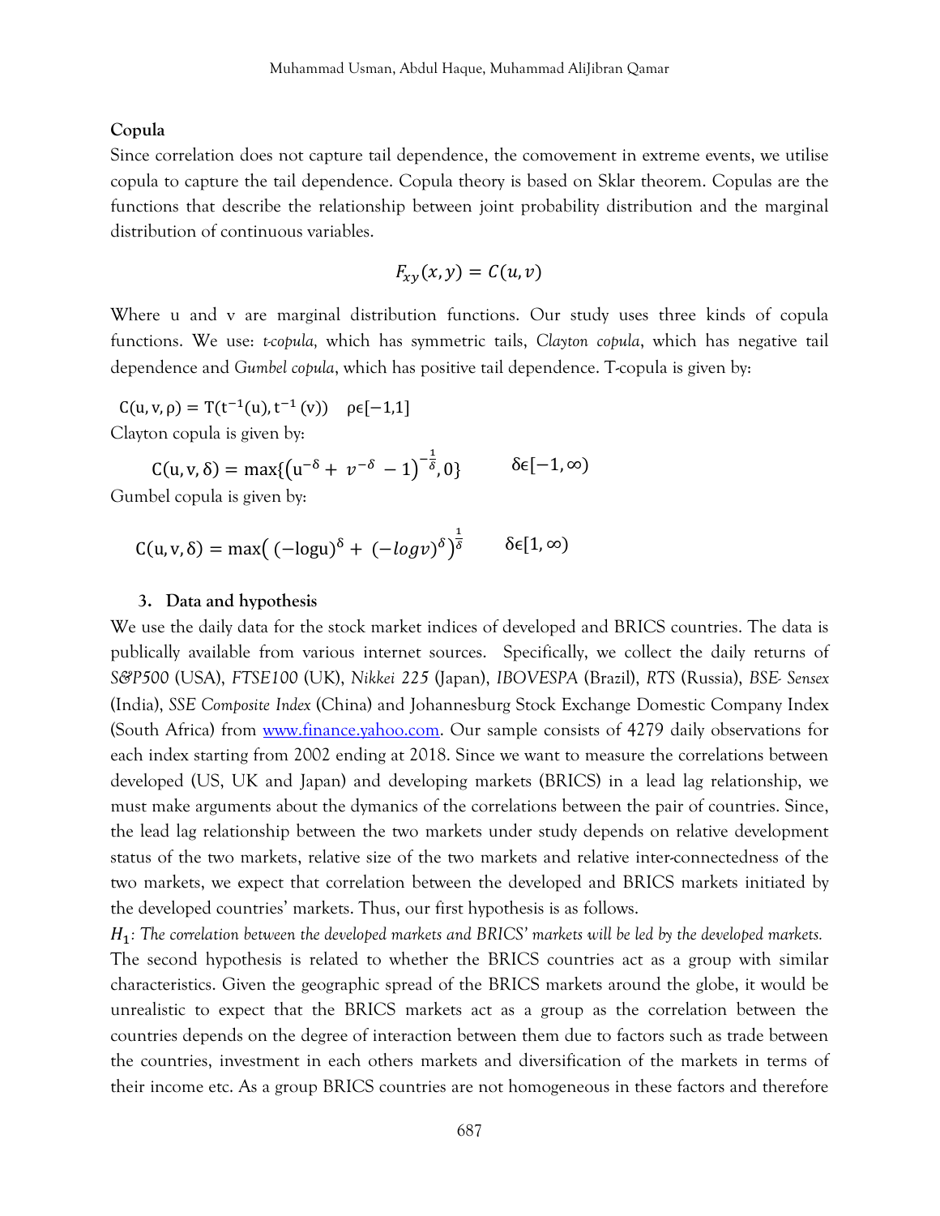**Copula**

Since correlation does not capture tail dependence, the comovement in extreme events, we utilise copula to capture the tail dependence. Copula theory is based on Sklar theorem. Copulas are the functions that describe the relationship between joint probability distribution and the marginal distribution of continuous variables.

$$F_{xy}(x, y) = C(u, v)$$

Where u and v are marginal distribution functions. Our study uses three kinds of copula functions. We use: *t-copula*, which has symmetric tails, *Clayton copula*, which has negative tail dependence and *Gumbel copula*, which has positive tail dependence. T-copula is given by:

$$C(u, v, \rho) = T(t^{-1}(u), t^{-1}(v)) \quad \rho \epsilon [-1,1]$$

Clayton copula is given by:

$$C(u, v, \delta) = \max\{(u^{-\delta} + v^{-\delta} - 1)^{-\frac{1}{\delta}}, 0\} \qquad \delta \epsilon [-1, \infty)$$

Gumbel copula is given by:

$$C(u, v, \delta) = \max\left((-\log u)^{\delta} + (-\log v)^{\delta}\right)^{\frac{1}{\delta}} \qquad \delta \epsilon [1, \infty)$$

## 3. Data and hypothesis

We use the daily data for the stock market indices of developed and BRICS countries. The data is publically available from various internet sources. Specifically, we collect the daily returns of *S&P500* (USA), *FTSE100* (UK), *Nikkei 225* (Japan), *IBOVESPA* (Brazil), *RTS* (Russia), *BSE- Sensex* (India), *SSE Composite Index* (China) and Johannesburg Stock Exchange Domestic Company Index (South Africa) from www.finance.yahoo.com. Our sample consists of 4279 daily observations for each index starting from 2002 ending at 2018. Since we want to measure the correlations between developed (US, UK and Japan) and developing markets (BRICS) in a lead lag relationship, we must make arguments about the dymanics of the correlations between the pair of countries. Since, the lead lag relationship between the two markets under study depends on relative development status of the two markets, relative size of the two markets and relative inter-connectedness of the two markets, we expect that correlation between the developed and BRICS markets initiated by the developed countries' markets. Thus, our first hypothesis is as follows.

$H_1$: *The correlation between the developed markets and BRICS' markets will be led by the developed markets.*

The second hypothesis is related to whether the BRICS countries act as a group with similar characteristics. Given the geographic spread of the BRICS markets around the globe, it would be unrealistic to expect that the BRICS markets act as a group as the correlation between the countries depends on the degree of interaction between them due to factors such as trade between the countries, investment in each others markets and diversification of the markets in terms of their income etc. As a group BRICS countries are not homogeneous in these factors and therefore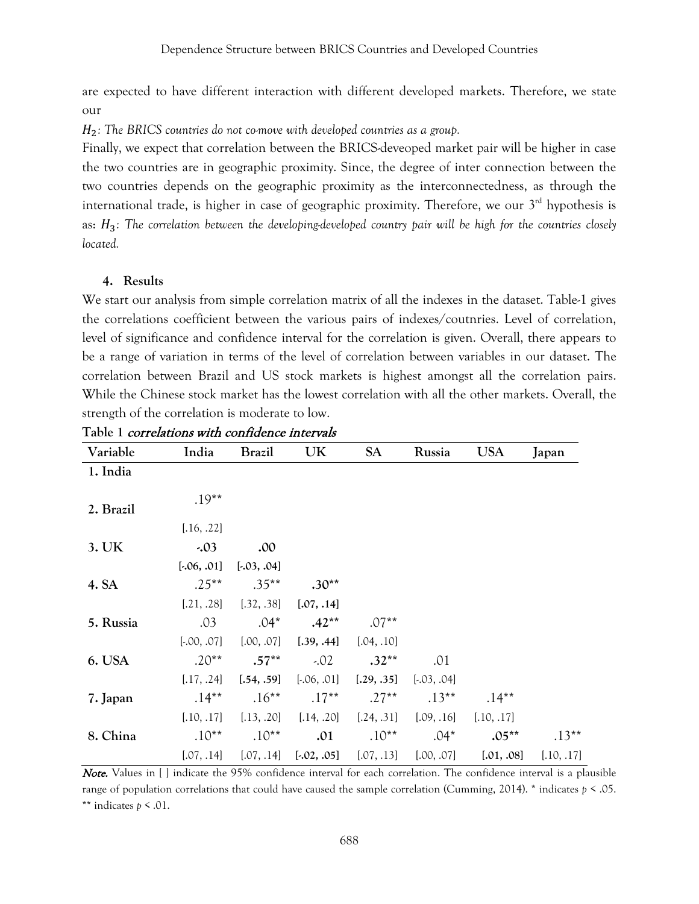are expected to have different interaction with different developed markets. Therefore, we state our

$H_2$: *The BRICS countries do not co-move with developed countries as a group.*

Finally, we expect that correlation between the BRICS-deveoped market pair will be higher in case the two countries are in geographic proximity. Since, the degree of inter connection between the two countries depends on the geographic proximity as the interconnectedness, as through the international trade, is higher in case of geographic proximity. Therefore, we our 3rd hypothesis is as: $H_3$: *The correlation between the developing-developed country pair will be high for the countries closely located.*

## 4. Results

We start our analysis from simple correlation matrix of all the indexes in the dataset. Table-1 gives the correlations coefficient between the various pairs of indexes/coutnries. Level of correlation, level of significance and confidence interval for the correlation is given. Overall, there appears to be a range of variation in terms of the level of correlation between variables in our dataset. The correlation between Brazil and US stock markets is highest amongst all the correlation pairs. While the Chinese stock market has the lowest correlation with all the other markets. Overall, the strength of the correlation is moderate to low.

**Table 1** *correlations with confidence intervals*

| Variable | India | Brazil | UK | SA | Russia | USA | Japan |
|---|---|---|---|---|---|---|---|
| **1. India** | | | | | | | |
| **2. Brazil** | .19** | | | | | | |
| | [.16, .22] | | | | | | |
| **3. UK** | **-.03** | **.00** | | | | | |
| | **[-.06, .01]** | **[-.03, .04]** | | | | | |
| **4. SA** | .25** | .35** | **.30**** | | | | |
| | [.21, .28] | [.32, .38] | **[.07, .14]** | | | | |
| **5. Russia** | .03 | .04* | **.42**** | .07** | | | |
| | [-.00, .07] | [.00, .07] | **[.39, .44]** | [.04, .10] | | | |
| **6. USA** | .20** | **.57**** | -.02 | **.32**** | .01 | | |
| | [.17, .24] | **[.54, .59]** | [-.06, .01] | **[.29, .35]** | [-.03, .04] | | |
| **7. Japan** | .14** | .16** | .17** | .27** | .13** | .14** | |
| | [.10, .17] | [.13, .20] | [.14, .20] | [.24, .31] | [.09, .16] | [.10, .17] | |
| **8. China** | .10** | .10** | **.01** | .10** | .04* | **.05**** | .13** |
| | [.07, .14] | [.07, .14] | **[-.02, .05]** | [.07, .13] | [.00, .07] | **[.01, .08]** | [.10, .17] |

***Note.*** Values in [ ] indicate the 95% confidence interval for each correlation. The confidence interval is a plausible range of population correlations that could have caused the sample correlation (Cumming, 2014). * indicates $p < .05$. ** indicates $p < .01$.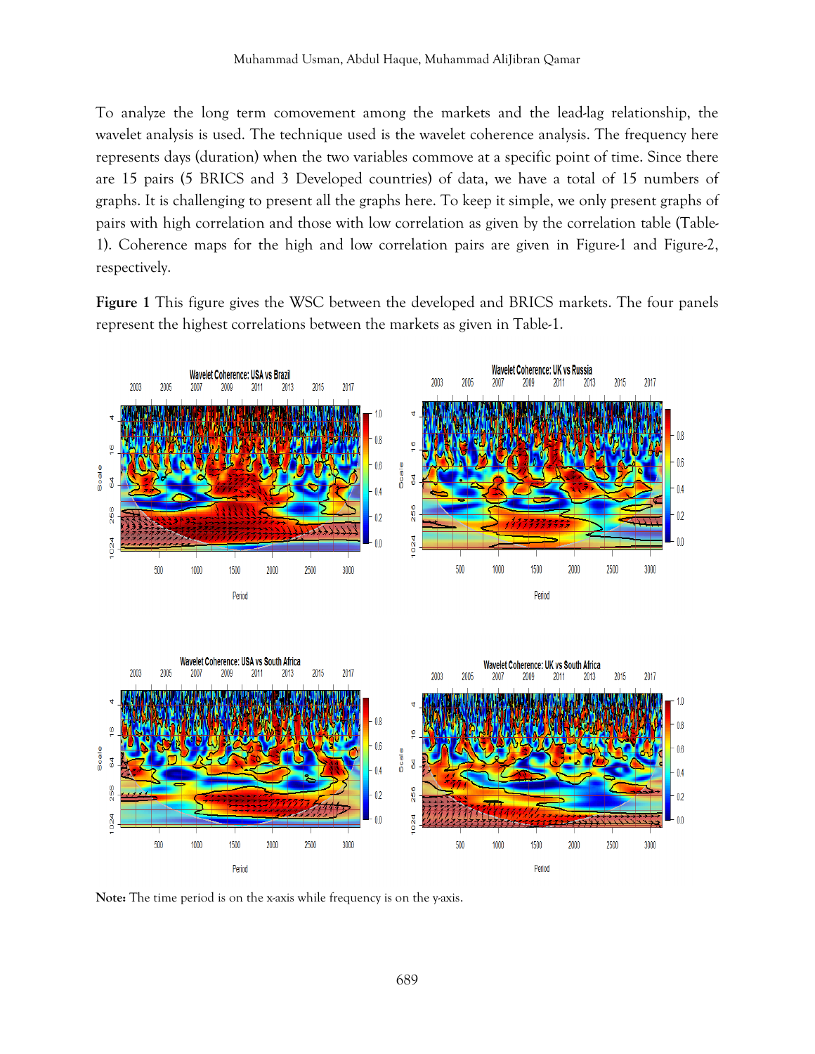To analyze the long term comovement among the markets and the lead-lag relationship, the wavelet analysis is used. The technique used is the wavelet coherence analysis. The frequency here represents days (duration) when the two variables commove at a specific point of time. Since there are 15 pairs (5 BRICS and 3 Developed countries) of data, we have a total of 15 numbers of graphs. It is challenging to present all the graphs here. To keep it simple, we only present graphs of pairs with high correlation and those with low correlation as given by the correlation table (Table-1). Coherence maps for the high and low correlation pairs are given in Figure-1 and Figure-2, respectively.

**Figure 1** This figure gives the WSC between the developed and BRICS markets. The four panels represent the highest correlations between the markets as given in Table-1.

**Note:** The time period is on the x-axis while frequency is on the y-axis.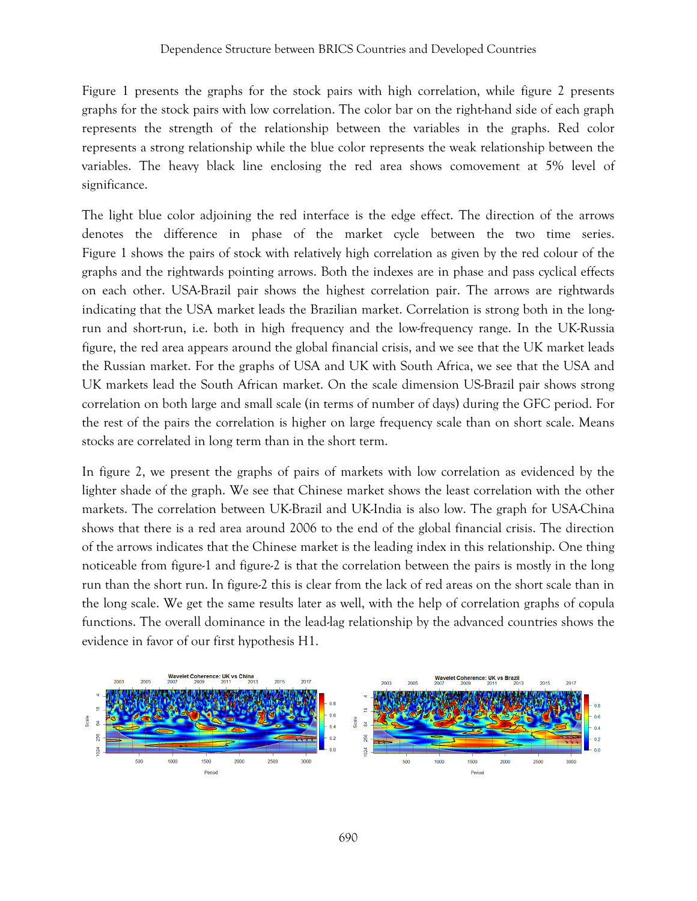Figure 1 presents the graphs for the stock pairs with high correlation, while figure 2 presents graphs for the stock pairs with low correlation. The color bar on the right-hand side of each graph represents the strength of the relationship between the variables in the graphs. Red color represents a strong relationship while the blue color represents the weak relationship between the variables. The heavy black line enclosing the red area shows comovement at 5% level of significance.

The light blue color adjoining the red interface is the edge effect. The direction of the arrows denotes the difference in phase of the market cycle between the two time series. Figure 1 shows the pairs of stock with relatively high correlation as given by the red colour of the graphs and the rightwards pointing arrows. Both the indexes are in phase and pass cyclical effects on each other. USA-Brazil pair shows the highest correlation pair. The arrows are rightwards indicating that the USA market leads the Brazilian market. Correlation is strong both in the long-run and short-run, i.e. both in high frequency and the low-frequency range. In the UK-Russia figure, the red area appears around the global financial crisis, and we see that the UK market leads the Russian market. For the graphs of USA and UK with South Africa, we see that the USA and UK markets lead the South African market. On the scale dimension US-Brazil pair shows strong correlation on both large and small scale (in terms of number of days) during the GFC period. For the rest of the pairs the correlation is higher on large frequency scale than on short scale. Means stocks are correlated in long term than in the short term.

In figure 2, we present the graphs of pairs of markets with low correlation as evidenced by the lighter shade of the graph. We see that Chinese market shows the least correlation with the other markets. The correlation between UK-Brazil and UK-India is also low. The graph for USA-China shows that there is a red area around 2006 to the end of the global financial crisis. The direction of the arrows indicates that the Chinese market is the leading index in this relationship. One thing noticeable from figure-1 and figure-2 is that the correlation between the pairs is mostly in the long run than the short run. In figure-2 this is clear from the lack of red areas on the short scale than in the long scale. We get the same results later as well, with the help of correlation graphs of copula functions. The overall dominance in the lead-lag relationship by the advanced countries shows the evidence in favor of our first hypothesis H1.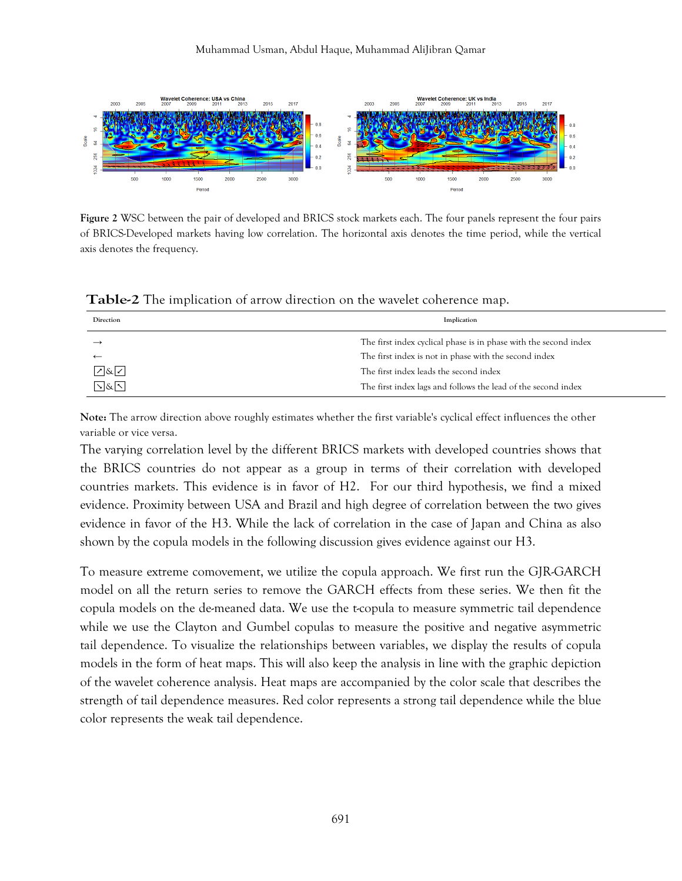**Figure 2** WSC between the pair of developed and BRICS stock markets each. The four panels represent the four pairs of BRICS-Developed markets having low correlation. The horizontal axis denotes the time period, while the vertical axis denotes the frequency.

**Table-2** The implication of arrow direction on the wavelet coherence map.

| Direction | Implication |
|---|---|
| → | The first index cyclical phase is in phase with the second index |
| ← | The first index is not in phase with the second index |
| ↗ & ↙ | The first index leads the second index |
| ↘ & ↖ | The first index lags and follows the lead of the second index |

**Note:** The arrow direction above roughly estimates whether the first variable's cyclical effect influences the other variable or vice versa.

The varying correlation level by the different BRICS markets with developed countries shows that the BRICS countries do not appear as a group in terms of their correlation with developed countries markets. This evidence is in favor of H2. For our third hypothesis, we find a mixed evidence. Proximity between USA and Brazil and high degree of correlation between the two gives evidence in favor of the H3. While the lack of correlation in the case of Japan and China as also shown by the copula models in the following discussion gives evidence against our H3.

To measure extreme comovement, we utilize the copula approach. We first run the GJR-GARCH model on all the return series to remove the GARCH effects from these series. We then fit the copula models on the de-meaned data. We use the t-copula to measure symmetric tail dependence while we use the Clayton and Gumbel copulas to measure the positive and negative asymmetric tail dependence. To visualize the relationships between variables, we display the results of copula models in the form of heat maps. This will also keep the analysis in line with the graphic depiction of the wavelet coherence analysis. Heat maps are accompanied by the color scale that describes the strength of tail dependence measures. Red color represents a strong tail dependence while the blue color represents the weak tail dependence.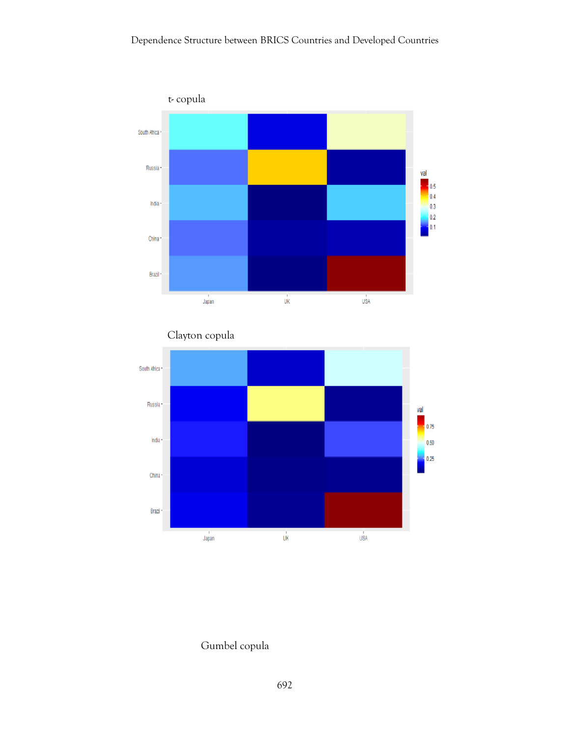t- copula

Clayton copula

Gumbel copula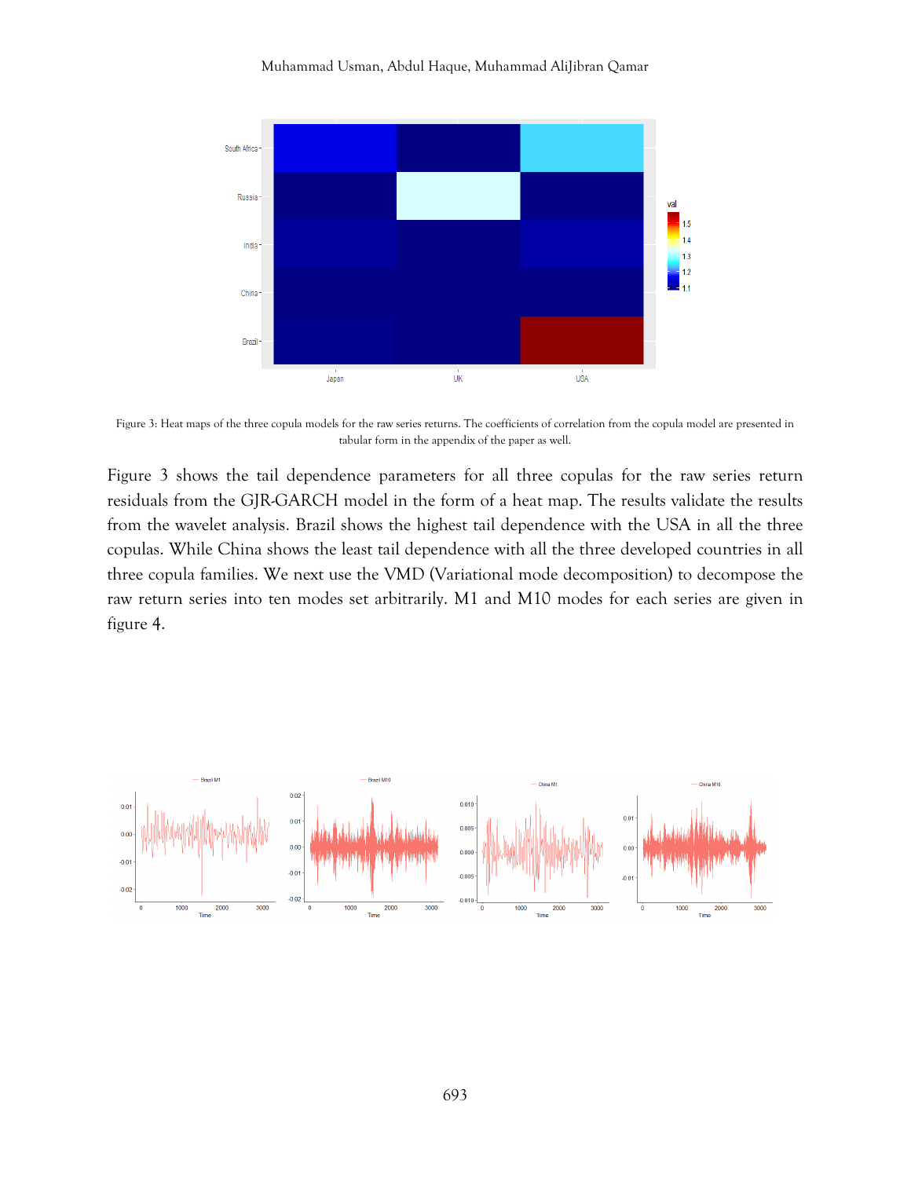Figure 3: Heat maps of the three copula models for the raw series returns. The coefficients of correlation from the copula model are presented in tabular form in the appendix of the paper as well.

Figure 3 shows the tail dependence parameters for all three copulas for the raw series return residuals from the GJR-GARCH model in the form of a heat map. The results validate the results from the wavelet analysis. Brazil shows the highest tail dependence with the USA in all the three copulas. While China shows the least tail dependence with all the three developed countries in all three copula families. We next use the VMD (Variational mode decomposition) to decompose the raw return series into ten modes set arbitrarily. M1 and M10 modes for each series are given in figure 4.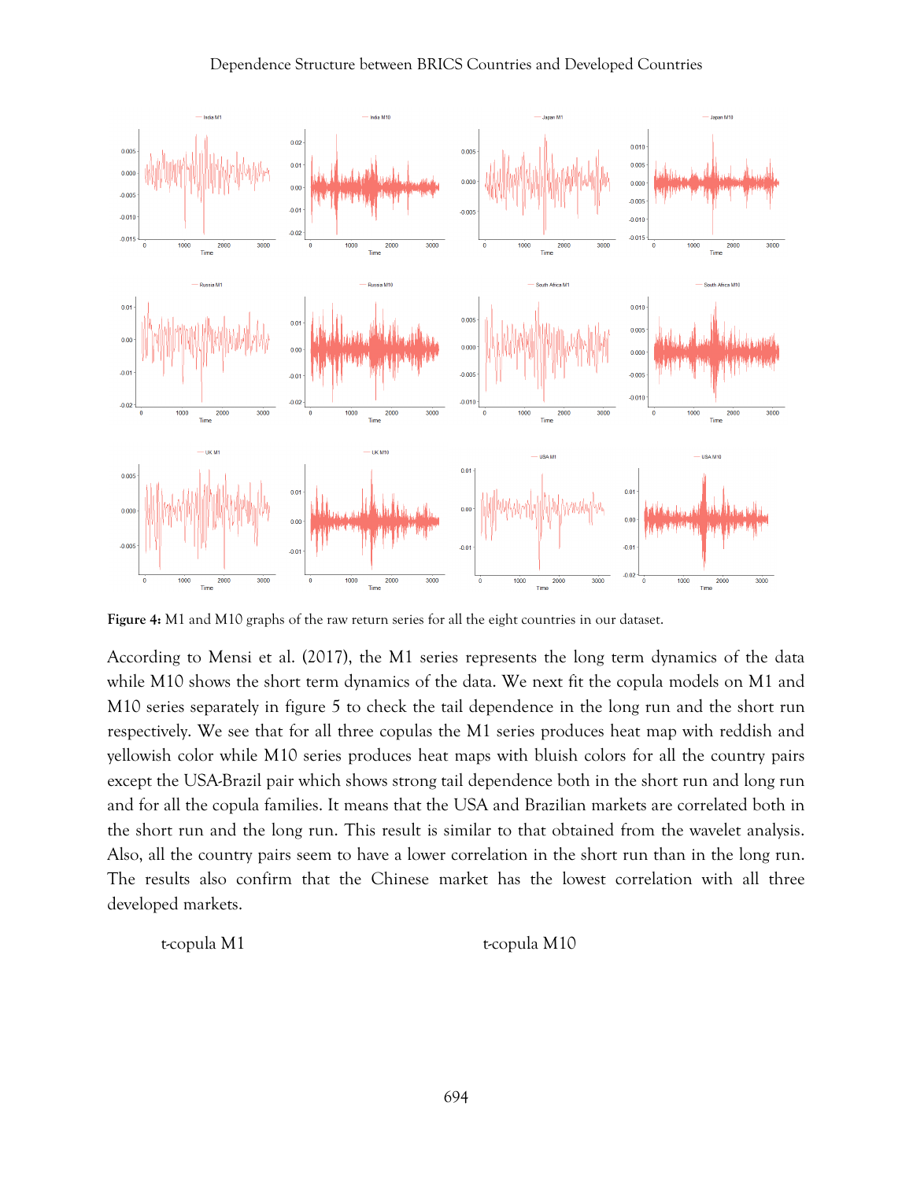**Figure 4:** M1 and M10 graphs of the raw return series for all the eight countries in our dataset.

According to Mensi et al. (2017), the M1 series represents the long term dynamics of the data while M10 shows the short term dynamics of the data. We next fit the copula models on M1 and M10 series separately in figure 5 to check the tail dependence in the long run and the short run respectively. We see that for all three copulas the M1 series produces heat map with reddish and yellowish color while M10 series produces heat maps with bluish colors for all the country pairs except the USA-Brazil pair which shows strong tail dependence both in the short run and long run and for all the copula families. It means that the USA and Brazilian markets are correlated both in the short run and the long run. This result is similar to that obtained from the wavelet analysis. Also, all the country pairs seem to have a lower correlation in the short run than in the long run. The results also confirm that the Chinese market has the lowest correlation with all three developed markets.

t-copula M1 t-copula M10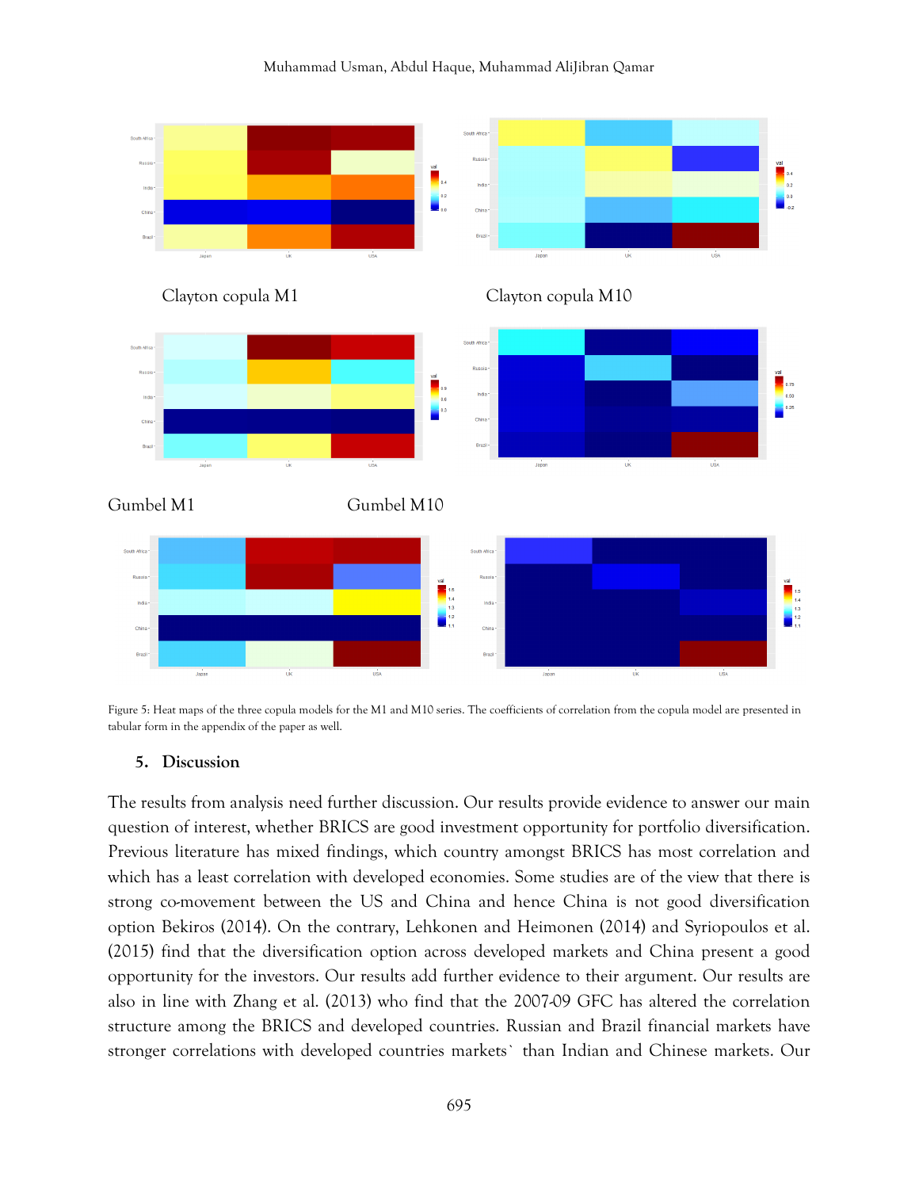Clayton copula M1

Clayton copula M10

Gumbel M1

Gumbel M10

Figure 5: Heat maps of the three copula models for the M1 and M10 series. The coefficients of correlation from the copula model are presented in tabular form in the appendix of the paper as well.

## 5. Discussion

The results from analysis need further discussion. Our results provide evidence to answer our main question of interest, whether BRICS are good investment opportunity for portfolio diversification. Previous literature has mixed findings, which country amongst BRICS has most correlation and which has a least correlation with developed economies. Some studies are of the view that there is strong co-movement between the US and China and hence China is not good diversification option Bekiros (2014). On the contrary, Lehkonen and Heimonen (2014) and Syriopoulos et al. (2015) find that the diversification option across developed markets and China present a good opportunity for the investors. Our results add further evidence to their argument. Our results are also in line with Zhang et al. (2013) who find that the 2007-09 GFC has altered the correlation structure among the BRICS and developed countries. Russian and Brazil financial markets have stronger correlations with developed countries markets` than Indian and Chinese markets. Our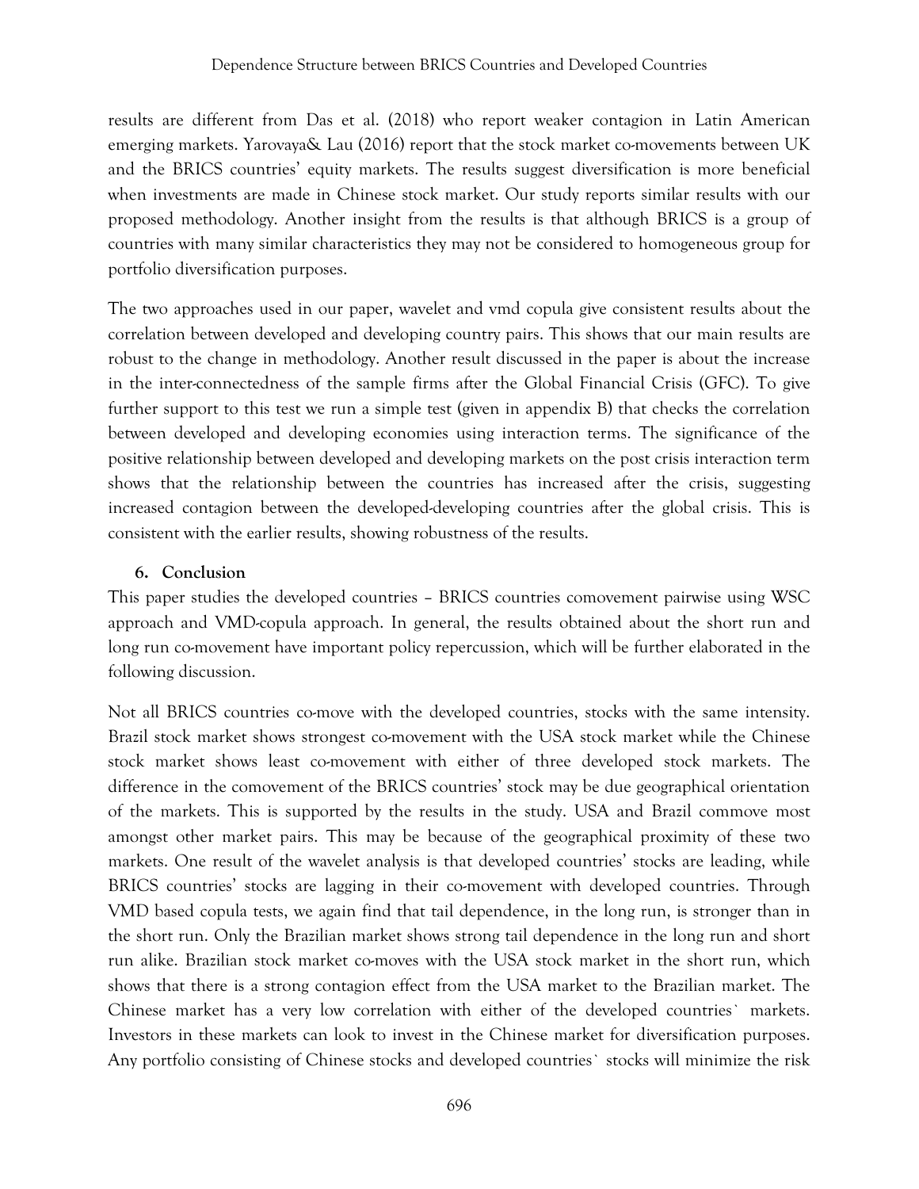results are different from Das et al. (2018) who report weaker contagion in Latin American emerging markets. Yarovaya& Lau (2016) report that the stock market co-movements between UK and the BRICS countries' equity markets. The results suggest diversification is more beneficial when investments are made in Chinese stock market. Our study reports similar results with our proposed methodology. Another insight from the results is that although BRICS is a group of countries with many similar characteristics they may not be considered to homogeneous group for portfolio diversification purposes.

The two approaches used in our paper, wavelet and vmd copula give consistent results about the correlation between developed and developing country pairs. This shows that our main results are robust to the change in methodology. Another result discussed in the paper is about the increase in the inter-connectedness of the sample firms after the Global Financial Crisis (GFC). To give further support to this test we run a simple test (given in appendix B) that checks the correlation between developed and developing economies using interaction terms. The significance of the positive relationship between developed and developing markets on the post crisis interaction term shows that the relationship between the countries has increased after the crisis, suggesting increased contagion between the developed-developing countries after the global crisis. This is consistent with the earlier results, showing robustness of the results.

## 6. Conclusion

This paper studies the developed countries – BRICS countries comovement pairwise using WSC approach and VMD-copula approach. In general, the results obtained about the short run and long run co-movement have important policy repercussion, which will be further elaborated in the following discussion.

Not all BRICS countries co-move with the developed countries, stocks with the same intensity. Brazil stock market shows strongest co-movement with the USA stock market while the Chinese stock market shows least co-movement with either of three developed stock markets. The difference in the comovement of the BRICS countries' stock may be due geographical orientation of the markets. This is supported by the results in the study. USA and Brazil commove most amongst other market pairs. This may be because of the geographical proximity of these two markets. One result of the wavelet analysis is that developed countries' stocks are leading, while BRICS countries' stocks are lagging in their co-movement with developed countries. Through VMD based copula tests, we again find that tail dependence, in the long run, is stronger than in the short run. Only the Brazilian market shows strong tail dependence in the long run and short run alike. Brazilian stock market co-moves with the USA stock market in the short run, which shows that there is a strong contagion effect from the USA market to the Brazilian market. The Chinese market has a very low correlation with either of the developed countries` markets. Investors in these markets can look to invest in the Chinese market for diversification purposes. Any portfolio consisting of Chinese stocks and developed countries` stocks will minimize the risk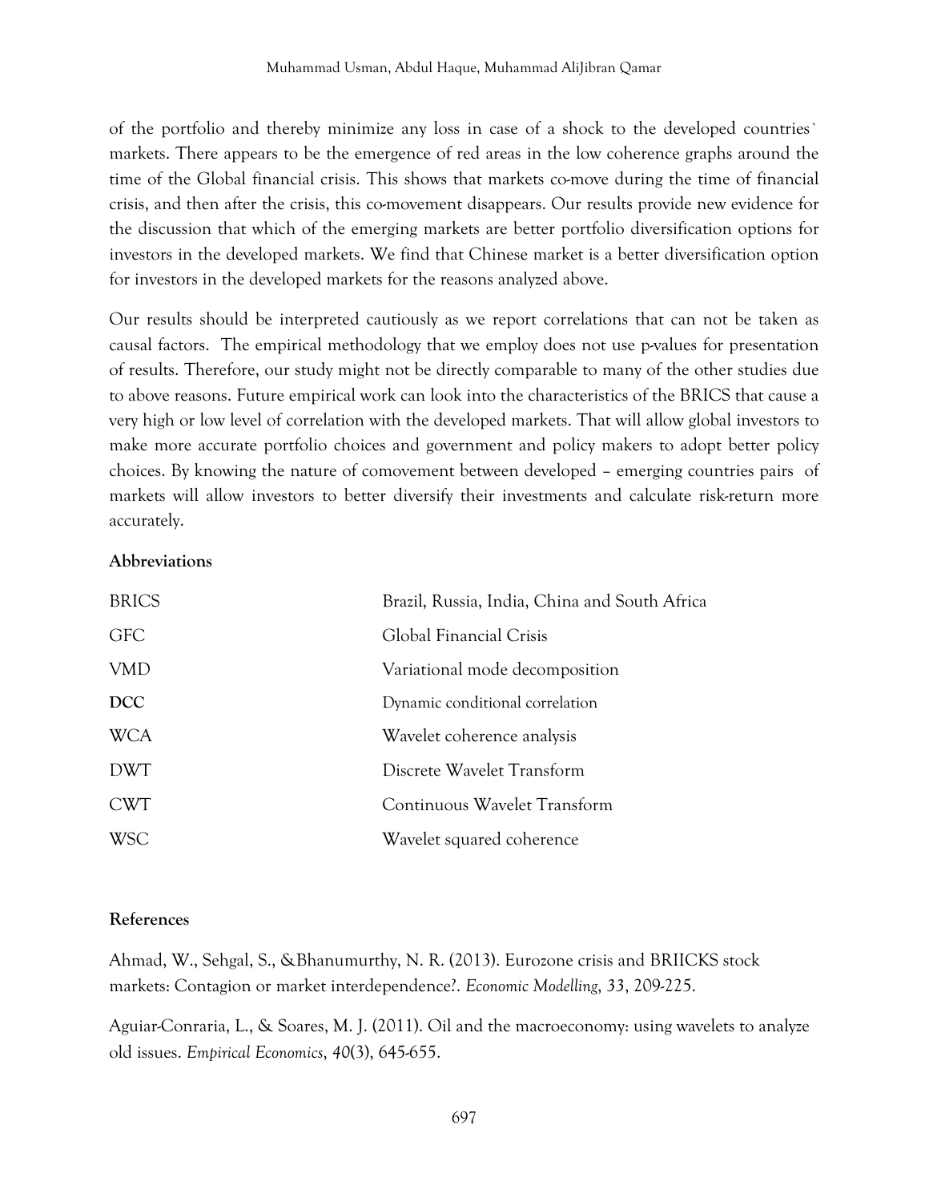of the portfolio and thereby minimize any loss in case of a shock to the developed countries` markets. There appears to be the emergence of red areas in the low coherence graphs around the time of the Global financial crisis. This shows that markets co-move during the time of financial crisis, and then after the crisis, this co-movement disappears. Our results provide new evidence for the discussion that which of the emerging markets are better portfolio diversification options for investors in the developed markets. We find that Chinese market is a better diversification option for investors in the developed markets for the reasons analyzed above.

Our results should be interpreted cautiously as we report correlations that can not be taken as causal factors. The empirical methodology that we employ does not use p-values for presentation of results. Therefore, our study might not be directly comparable to many of the other studies due to above reasons. Future empirical work can look into the characteristics of the BRICS that cause a very high or low level of correlation with the developed markets. That will allow global investors to make more accurate portfolio choices and government and policy makers to adopt better policy choices. By knowing the nature of comovement between developed – emerging countries pairs of markets will allow investors to better diversify their investments and calculate risk-return more accurately.

**Abbreviations**

| | |
|---|---|
| BRICS | Brazil, Russia, India, China and South Africa |
| GFC | Global Financial Crisis |
| VMD | Variational mode decomposition |
| **DCC** | Dynamic conditional correlation |
| WCA | Wavelet coherence analysis |
| DWT | Discrete Wavelet Transform |
| CWT | Continuous Wavelet Transform |
| WSC | Wavelet squared coherence |

**References**

Ahmad, W., Sehgal, S., &Bhanumurthy, N. R. (2013). Eurozone crisis and BRIICKS stock markets: Contagion or market interdependence?. *Economic Modelling*, *33*, 209-225.

Aguiar-Conraria, L., & Soares, M. J. (2011). Oil and the macroeconomy: using wavelets to analyze old issues. *Empirical Economics*, *40*(3), 645-655.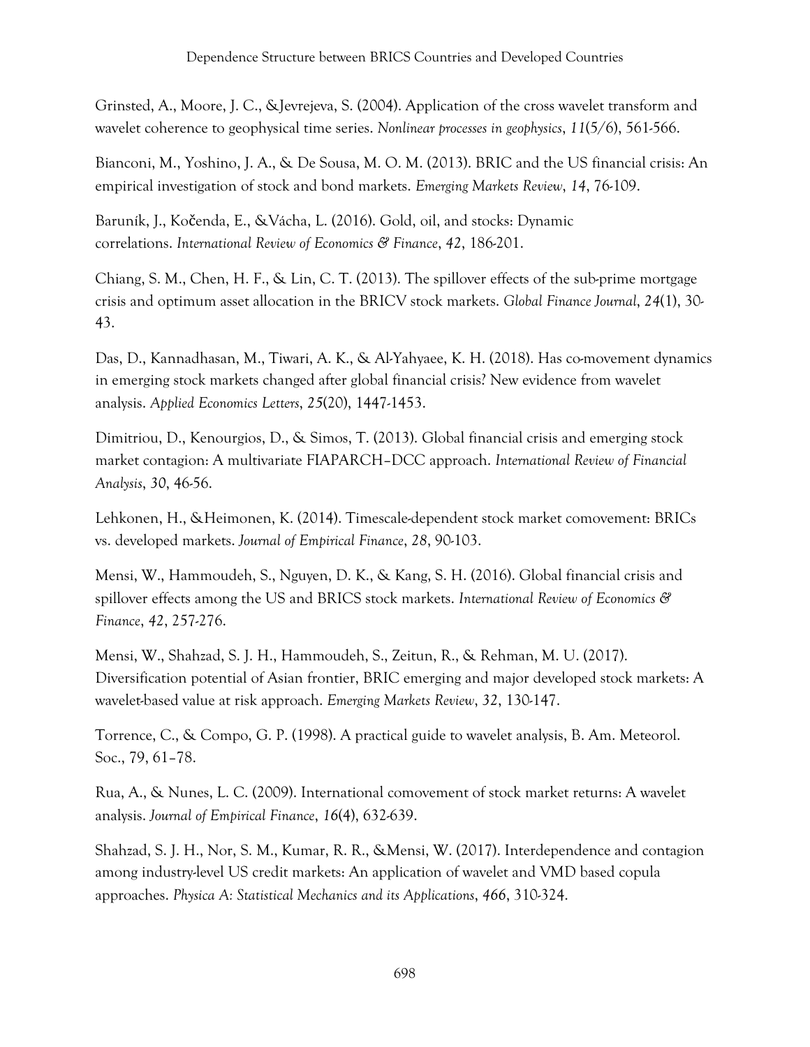Grinsted, A., Moore, J. C., &Jevrejeva, S. (2004). Application of the cross wavelet transform and wavelet coherence to geophysical time series. *Nonlinear processes in geophysics*, *11*(5/6), 561-566.

Bianconi, M., Yoshino, J. A., & De Sousa, M. O. M. (2013). BRIC and the US financial crisis: An empirical investigation of stock and bond markets. *Emerging Markets Review*, *14*, 76-109.

Baruník, J., Kočenda, E., &Vácha, L. (2016). Gold, oil, and stocks: Dynamic correlations. *International Review of Economics & Finance*, *42*, 186-201.

Chiang, S. M., Chen, H. F., & Lin, C. T. (2013). The spillover effects of the sub-prime mortgage crisis and optimum asset allocation in the BRICV stock markets. *Global Finance Journal*, *24*(1), 30-43.

Das, D., Kannadhasan, M., Tiwari, A. K., & Al-Yahyaee, K. H. (2018). Has co-movement dynamics in emerging stock markets changed after global financial crisis? New evidence from wavelet analysis. *Applied Economics Letters*, *25*(20), 1447-1453.

Dimitriou, D., Kenourgios, D., & Simos, T. (2013). Global financial crisis and emerging stock market contagion: A multivariate FIAPARCH–DCC approach. *International Review of Financial Analysis*, *30*, 46-56.

Lehkonen, H., &Heimonen, K. (2014). Timescale-dependent stock market comovement: BRICs vs. developed markets. *Journal of Empirical Finance*, *28*, 90-103.

Mensi, W., Hammoudeh, S., Nguyen, D. K., & Kang, S. H. (2016). Global financial crisis and spillover effects among the US and BRICS stock markets. *International Review of Economics & Finance*, *42*, 257-276.

Mensi, W., Shahzad, S. J. H., Hammoudeh, S., Zeitun, R., & Rehman, M. U. (2017). Diversification potential of Asian frontier, BRIC emerging and major developed stock markets: A wavelet-based value at risk approach. *Emerging Markets Review*, *32*, 130-147.

Torrence, C., & Compo, G. P. (1998). A practical guide to wavelet analysis, B. Am. Meteorol. Soc., 79, 61–78.

Rua, A., & Nunes, L. C. (2009). International comovement of stock market returns: A wavelet analysis. *Journal of Empirical Finance*, *16*(4), 632-639.

Shahzad, S. J. H., Nor, S. M., Kumar, R. R., &Mensi, W. (2017). Interdependence and contagion among industry-level US credit markets: An application of wavelet and VMD based copula approaches. *Physica A: Statistical Mechanics and its Applications*, *466*, 310-324.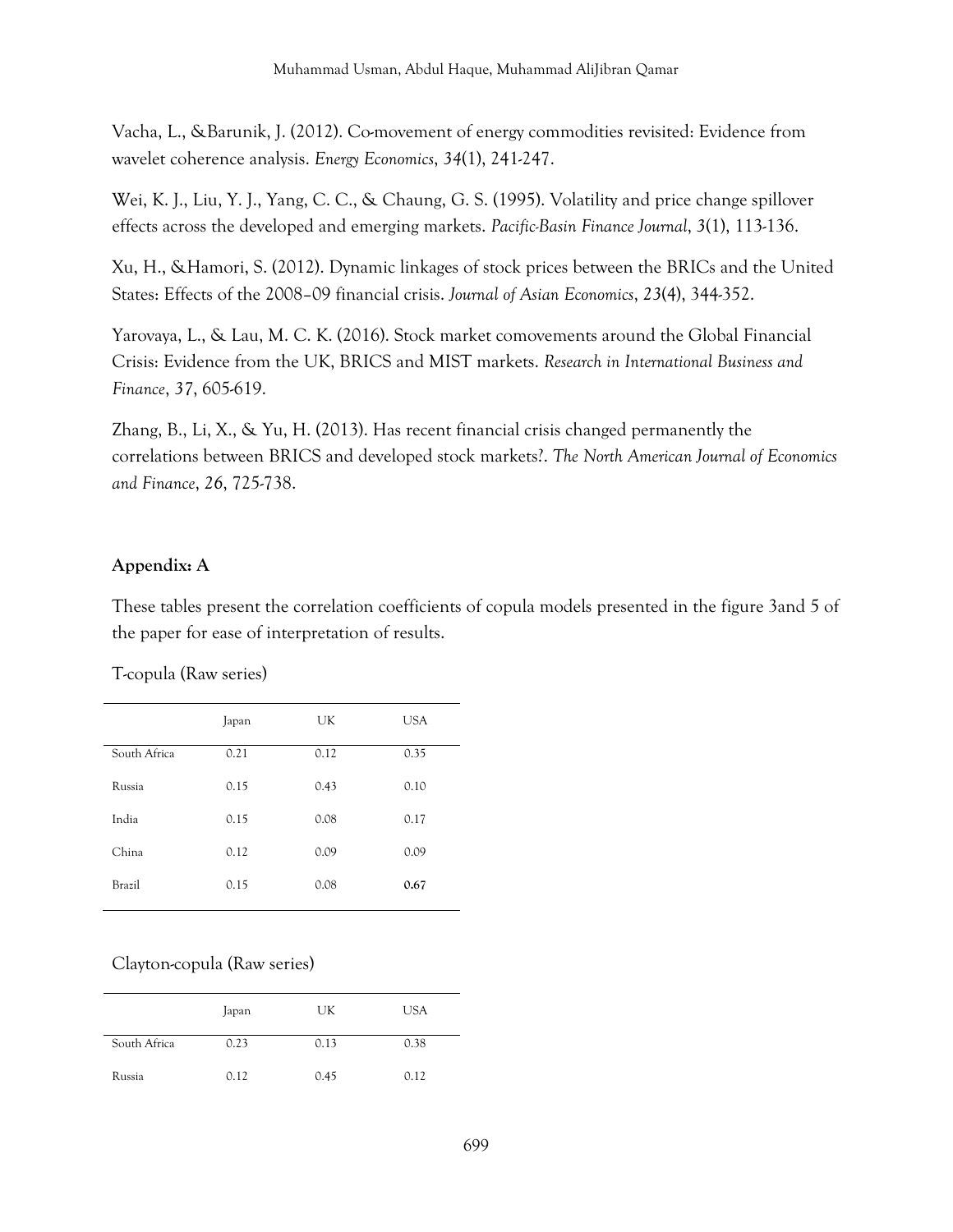Vacha, L., &Barunik, J. (2012). Co-movement of energy commodities revisited: Evidence from wavelet coherence analysis. *Energy Economics*, *34*(1), 241-247.

Wei, K. J., Liu, Y. J., Yang, C. C., & Chaung, G. S. (1995). Volatility and price change spillover effects across the developed and emerging markets. *Pacific-Basin Finance Journal*, *3*(1), 113-136.

Xu, H., &Hamori, S. (2012). Dynamic linkages of stock prices between the BRICs and the United States: Effects of the 2008–09 financial crisis. *Journal of Asian Economics*, *23*(4), 344-352.

Yarovaya, L., & Lau, M. C. K. (2016). Stock market comovements around the Global Financial Crisis: Evidence from the UK, BRICS and MIST markets. *Research in International Business and Finance*, *37*, 605-619.

Zhang, B., Li, X., & Yu, H. (2013). Has recent financial crisis changed permanently the correlations between BRICS and developed stock markets?. *The North American Journal of Economics and Finance*, *26*, 725-738.

**Appendix: A**

These tables present the correlation coefficients of copula models presented in the figure 3and 5 of the paper for ease of interpretation of results.

T-copula (Raw series)

| | Japan | UK | USA |
|---|---|---|---|
| South Africa | 0.21 | 0.12 | 0.35 |
| Russia | 0.15 | 0.43 | 0.10 |
| India | 0.15 | 0.08 | 0.17 |
| China | 0.12 | 0.09 | 0.09 |
| Brazil | 0.15 | 0.08 | **0.67** |

Clayton-copula (Raw series)

| | Japan | UK | USA |
|---|---|---|---|
| South Africa | 0.23 | 0.13 | 0.38 |
| Russia | 0.12 | 0.45 | 0.12 |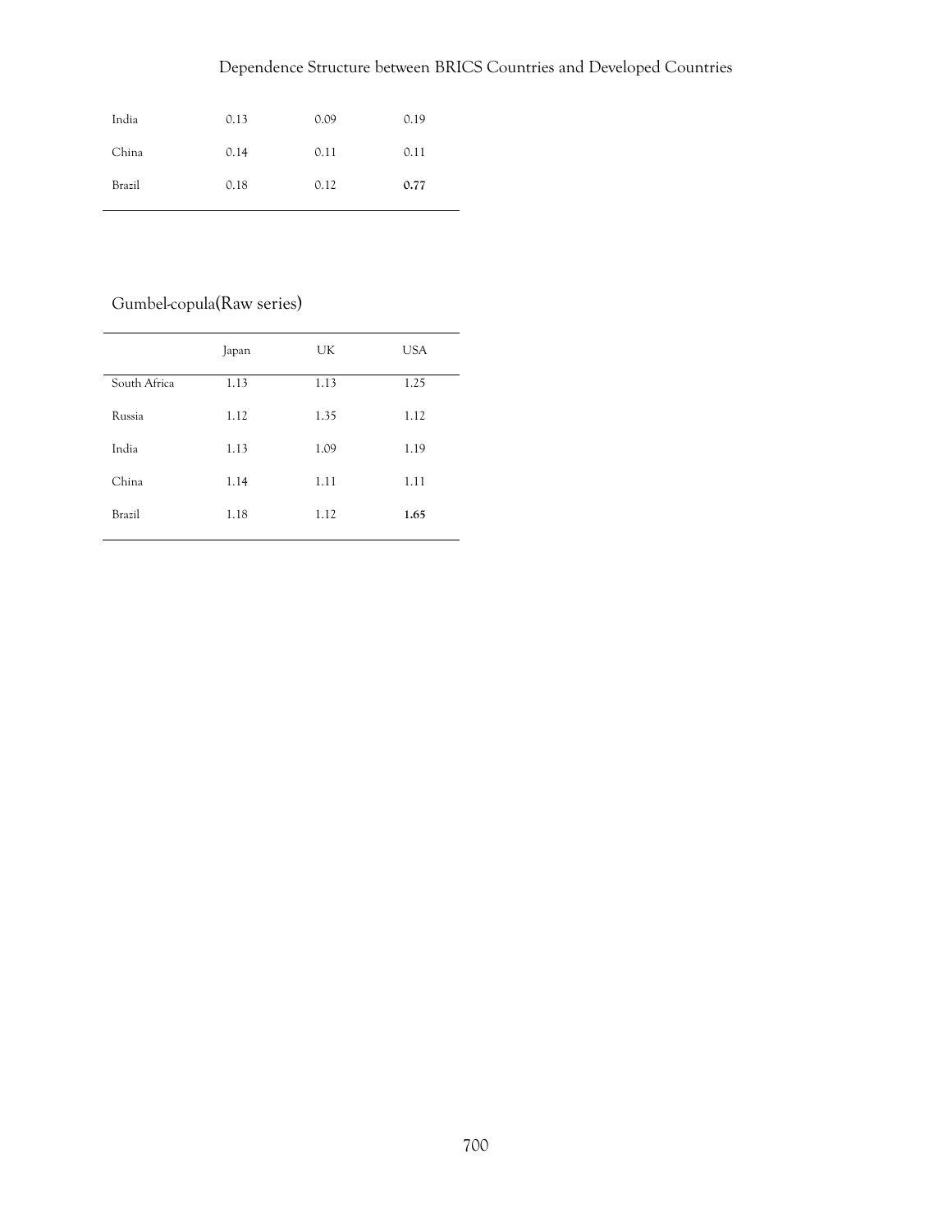| | | | |
|---|---|---|---|
| India | 0.13 | 0.09 | 0.19 |
| China | 0.14 | 0.11 | 0.11 |
| Brazil | 0.18 | 0.12 | **0.77** |

Gumbel-copula(Raw series)

| | Japan | UK | USA |
|---|---|---|---|
| South Africa | 1.13 | 1.13 | 1.25 |
| Russia | 1.12 | 1.35 | 1.12 |
| India | 1.13 | 1.09 | 1.19 |
| China | 1.14 | 1.11 | 1.11 |
| Brazil | 1.18 | 1.12 | **1.65** |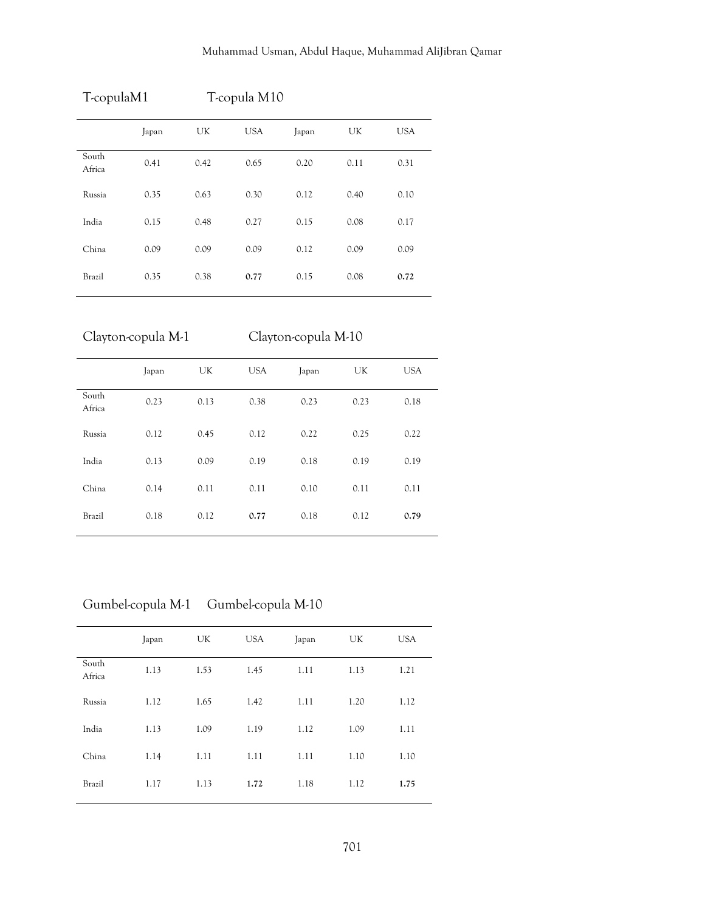| | T-copulaM1 | | | T-copula M10 | | |
|---|---|---|---|---|---|---|
| | Japan | UK | USA | Japan | UK | USA |
| South Africa | 0.41 | 0.42 | 0.65 | 0.20 | 0.11 | 0.31 |
| Russia | 0.35 | 0.63 | 0.30 | 0.12 | 0.40 | 0.10 |
| India | 0.15 | 0.48 | 0.27 | 0.15 | 0.08 | 0.17 |
| China | 0.09 | 0.09 | 0.09 | 0.12 | 0.09 | 0.09 |
| Brazil | 0.35 | 0.38 | **0.77** | 0.15 | 0.08 | **0.72** |

| | Clayton-copula M-1 | | | Clayton-copula M-10 | | |
|---|---|---|---|---|---|---|
| | Japan | UK | USA | Japan | UK | USA |
| South Africa | 0.23 | 0.13 | 0.38 | 0.23 | 0.23 | 0.18 |
| Russia | 0.12 | 0.45 | 0.12 | 0.22 | 0.25 | 0.22 |
| India | 0.13 | 0.09 | 0.19 | 0.18 | 0.19 | 0.19 |
| China | 0.14 | 0.11 | 0.11 | 0.10 | 0.11 | 0.11 |
| Brazil | 0.18 | 0.12 | **0.77** | 0.18 | 0.12 | **0.79** |

| | Gumbel-copula M-1 | | | Gumbel-copula M-10 | | |
|---|---|---|---|---|---|---|
| | Japan | UK | USA | Japan | UK | USA |
| South Africa | 1.13 | 1.53 | 1.45 | 1.11 | 1.13 | 1.21 |
| Russia | 1.12 | 1.65 | 1.42 | 1.11 | 1.20 | 1.12 |
| India | 1.13 | 1.09 | 1.19 | 1.12 | 1.09 | 1.11 |
| China | 1.14 | 1.11 | 1.11 | 1.11 | 1.10 | 1.10 |
| Brazil | 1.17 | 1.13 | **1.72** | 1.18 | 1.12 | **1.75** |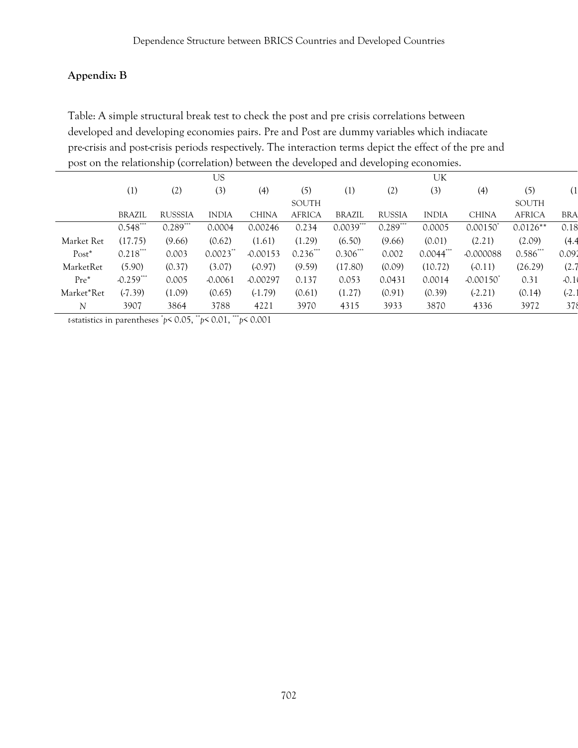## Appendix: B

Table: A simple structural break test to check the post and pre crisis correlations between developed and developing economies pairs. Pre and Post are dummy variables which indiacate pre-crisis and post-crisis periods respectively. The interaction terms depict the effect of the pre and post on the relationship (correlation) between the developed and developing economies.

| | US | | | | | UK | | | | | |
|---|---|---|---|---|---|---|---|---|---|---|---|
| | (1) | (2) | (3) | (4) | (5) | (1) | (2) | (3) | (4) | (5) | (1 |
| | BRAZIL | RUSSSIA | INDIA | CHINA | SOUTH AFRICA | BRAZIL | RUSSIA | INDIA | CHINA | SOUTH AFRICA | BRA |
| Market Ret | 0.548*** | 0.289*** | 0.0004 | 0.00246 | 0.234 | 0.0039*** | 0.289*** | 0.0005 | 0.00150* | 0.0126** | 0.18 |
| | (17.75) | (9.66) | (0.62) | (1.61) | (1.29) | (6.50) | (9.66) | (0.01) | (2.21) | (2.09) | (4.4 |
| Post* MarketRet | 0.218*** | 0.003 | 0.0023** | -0.00153 | 0.236*** | 0.306*** | 0.002 | 0.0044*** | -0.000088 | 0.586*** | 0.09 |
| | (5.90) | (0.37) | (3.07) | (-0.97) | (9.59) | (17.80) | (0.09) | (10.72) | (-0.11) | (26.29) | (2.7 |
| Pre* Market*Ret | -0.259*** | 0.005 | -0.0061 | -0.00297 | 0.137 | 0.053 | 0.0431 | 0.0014 | -0.00150* | 0.31 | -0.1 |
| | (-7.39) | (1.09) | (0.65) | (-1.79) | (0.61) | (1.27) | (0.91) | (0.39) | (-2.21) | (0.14) | (-2.1 |
| *N* | 3907 | 3864 | 3788 | 4221 | 3970 | 4315 | 3933 | 3870 | 4336 | 3972 | 378 |

*t*-statistics in parentheses * $p < 0.05$, ** $p < 0.01$, *** $p < 0.001$